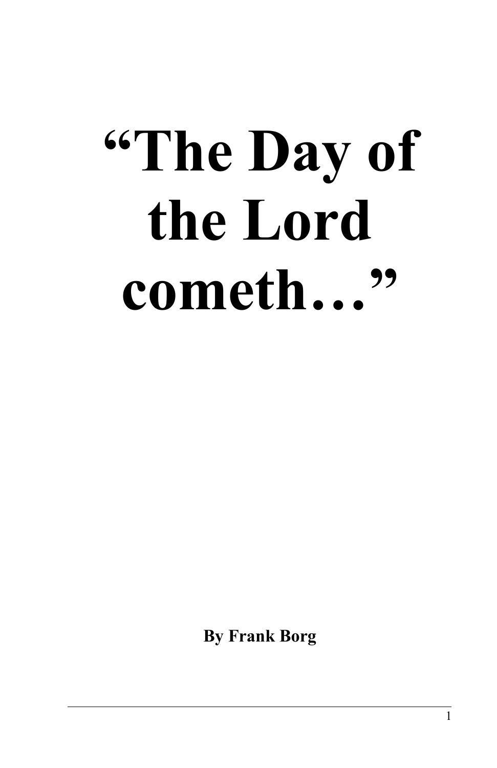# “The Day of the Lord cometh…”

**By Frank Borg**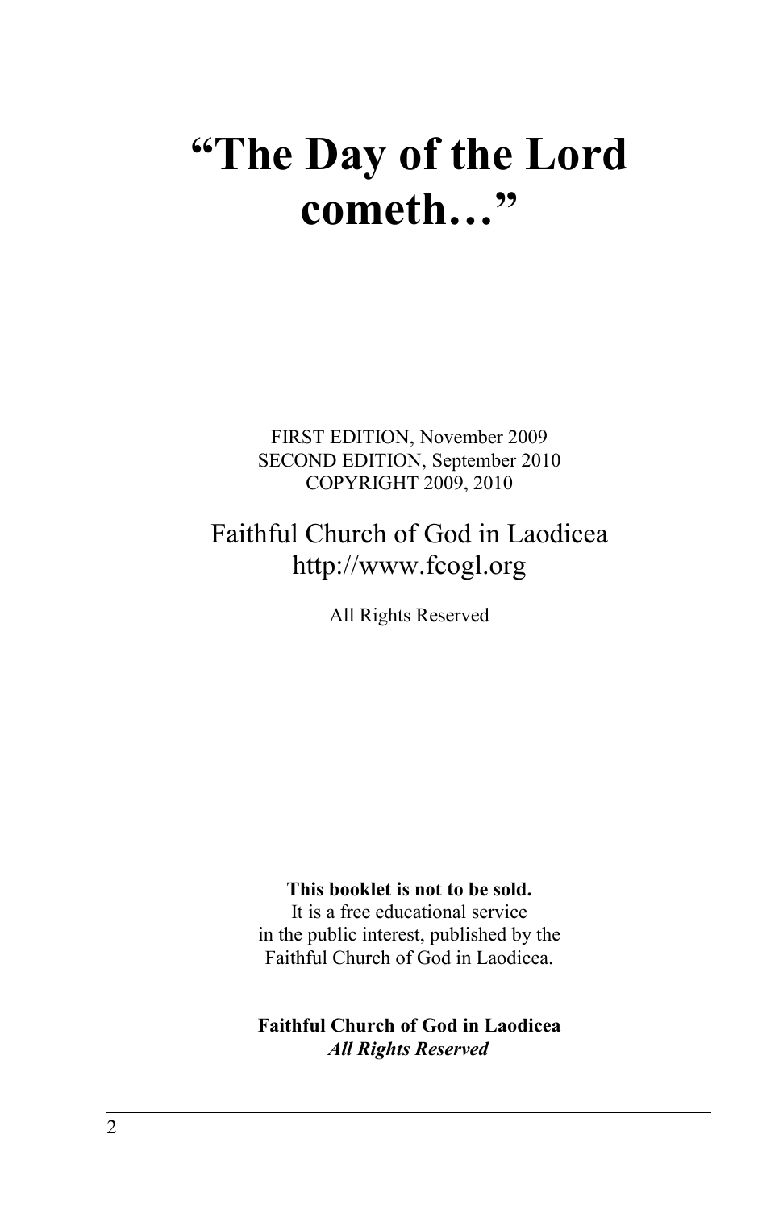# "The Day of the Lord cometh…"

FIRST EDITION, November 2009
SECOND EDITION, September 2010
COPYRIGHT 2009, 2010

Faithful Church of God in Laodicea
http://www.fcogl.org

All Rights Reserved

**This booklet is not to be sold.**
It is a free educational service
in the public interest, published by the
Faithful Church of God in Laodicea.

**Faithful Church of God in Laodicea**
***All Rights Reserved***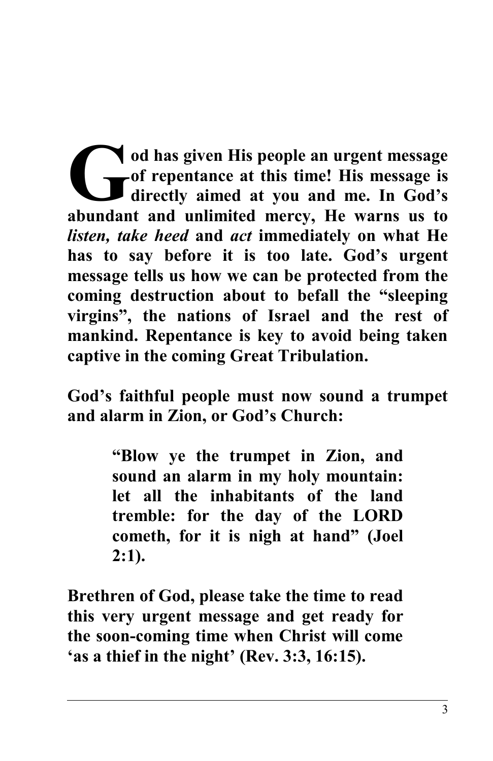**God has given His people an urgent message of repentance at this time! His message is directly aimed at you and me. In God's abundant and unlimited mercy, He warns us to *listen, take heed* and *act* immediately on what He has to say before it is too late. God's urgent message tells us how we can be protected from the coming destruction about to befall the "sleeping virgins", the nations of Israel and the rest of mankind. Repentance is key to avoid being taken captive in the coming Great Tribulation.**

**God's faithful people must now sound a trumpet and alarm in Zion, or God's Church:**

> **"Blow ye the trumpet in Zion, and sound an alarm in my holy mountain: let all the inhabitants of the land tremble: for the day of the LORD cometh, for it is nigh at hand" (Joel 2:1).**

**Brethren of God, please take the time to read this very urgent message and get ready for the soon-coming time when Christ will come 'as a thief in the night' (Rev. 3:3, 16:15).**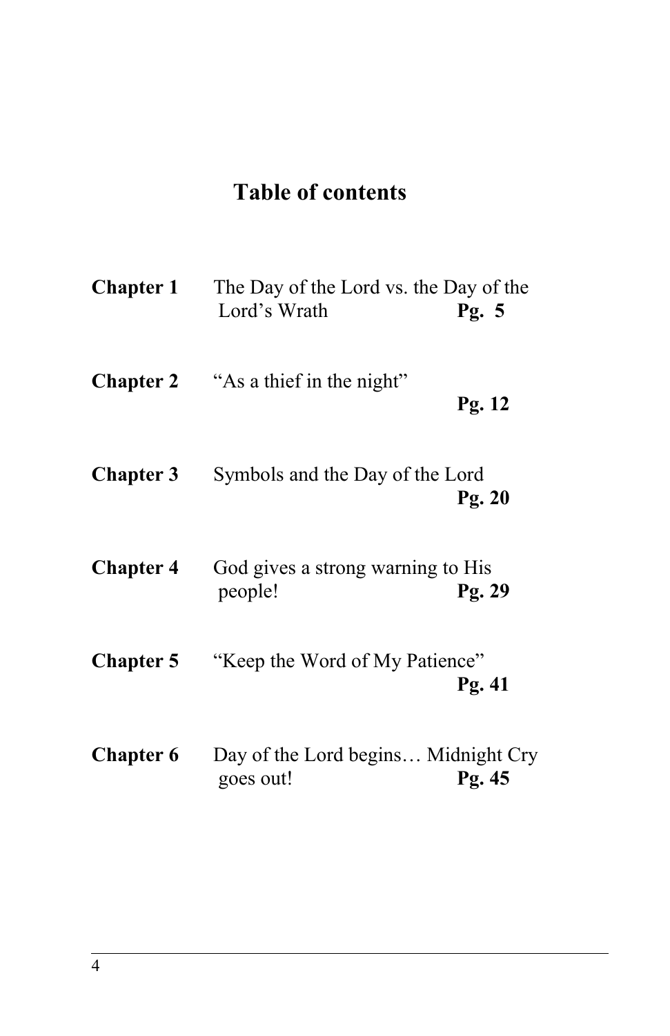# Table of contents

| | | |
|---|---|---|
| **Chapter 1** | The Day of the Lord vs. the Day of the Lord's Wrath | **Pg. 5** |
| **Chapter 2** | "As a thief in the night" | **Pg. 12** |
| **Chapter 3** | Symbols and the Day of the Lord | **Pg. 20** |
| **Chapter 4** | God gives a strong warning to His people! | **Pg. 29** |
| **Chapter 5** | "Keep the Word of My Patience" | **Pg. 41** |
| **Chapter 6** | Day of the Lord begins… Midnight Cry goes out! | **Pg. 45** |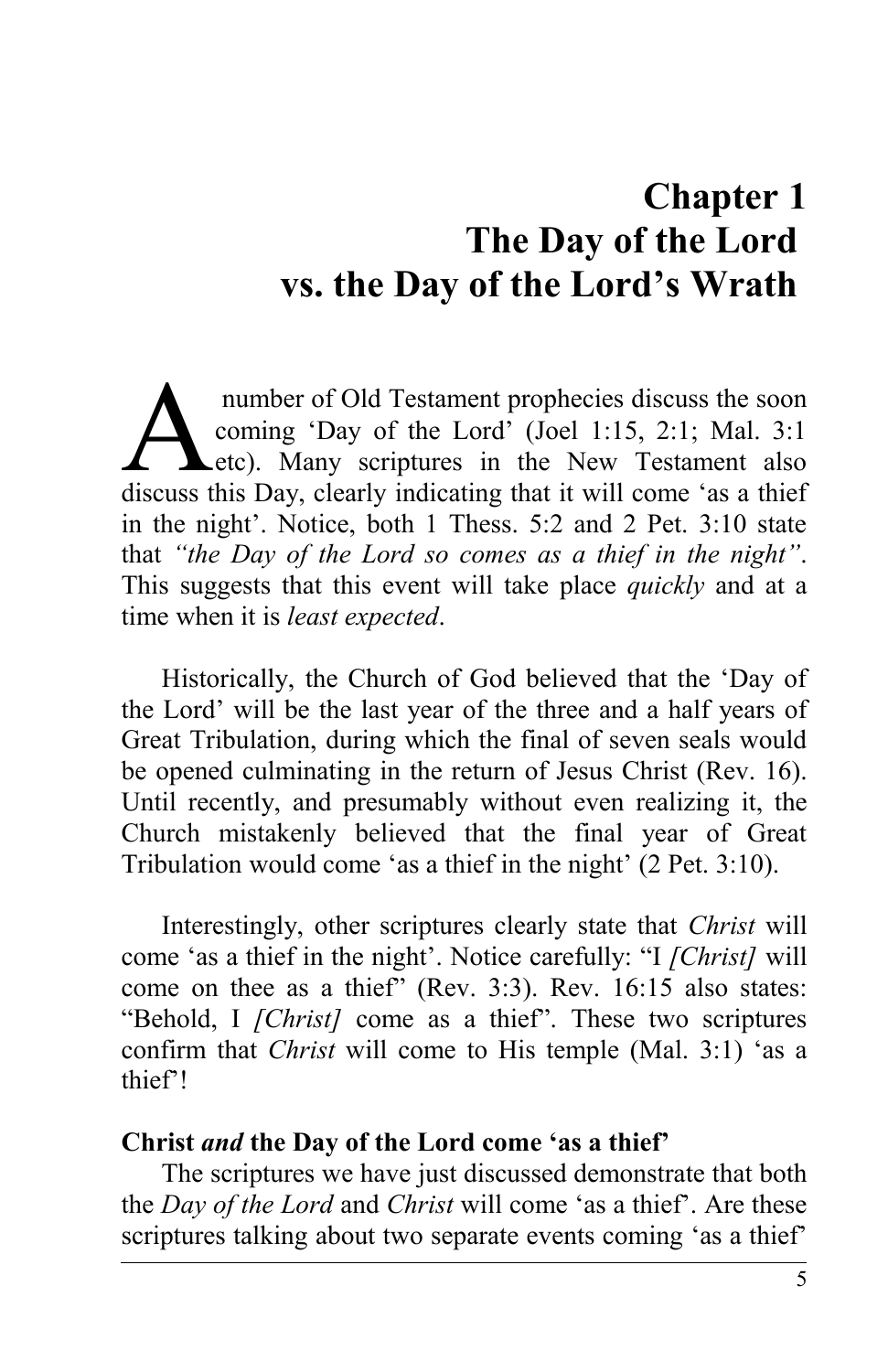# Chapter 1
# The Day of the Lord
# vs. the Day of the Lord's Wrath

A number of Old Testament prophecies discuss the soon coming 'Day of the Lord' (Joel 1:15, 2:1; Mal. 3:1 etc). Many scriptures in the New Testament also discuss this Day, clearly indicating that it will come 'as a thief in the night'. Notice, both 1 Thess. 5:2 and 2 Pet. 3:10 state that *"the Day of the Lord so comes as a thief in the night"*. This suggests that this event will take place *quickly* and at a time when it is *least expected*.

Historically, the Church of God believed that the 'Day of the Lord' will be the last year of the three and a half years of Great Tribulation, during which the final of seven seals would be opened culminating in the return of Jesus Christ (Rev. 16). Until recently, and presumably without even realizing it, the Church mistakenly believed that the final year of Great Tribulation would come 'as a thief in the night' (2 Pet. 3:10).

Interestingly, other scriptures clearly state that *Christ* will come 'as a thief in the night'. Notice carefully: "I *[Christ]* will come on thee as a thief" (Rev. 3:3). Rev. 16:15 also states: "Behold, I *[Christ]* come as a thief". These two scriptures confirm that *Christ* will come to His temple (Mal. 3:1) 'as a thief'!

**Christ *and* the Day of the Lord come 'as a thief'**

The scriptures we have just discussed demonstrate that both the *Day of the Lord* and *Christ* will come 'as a thief'. Are these scriptures talking about two separate events coming 'as a thief'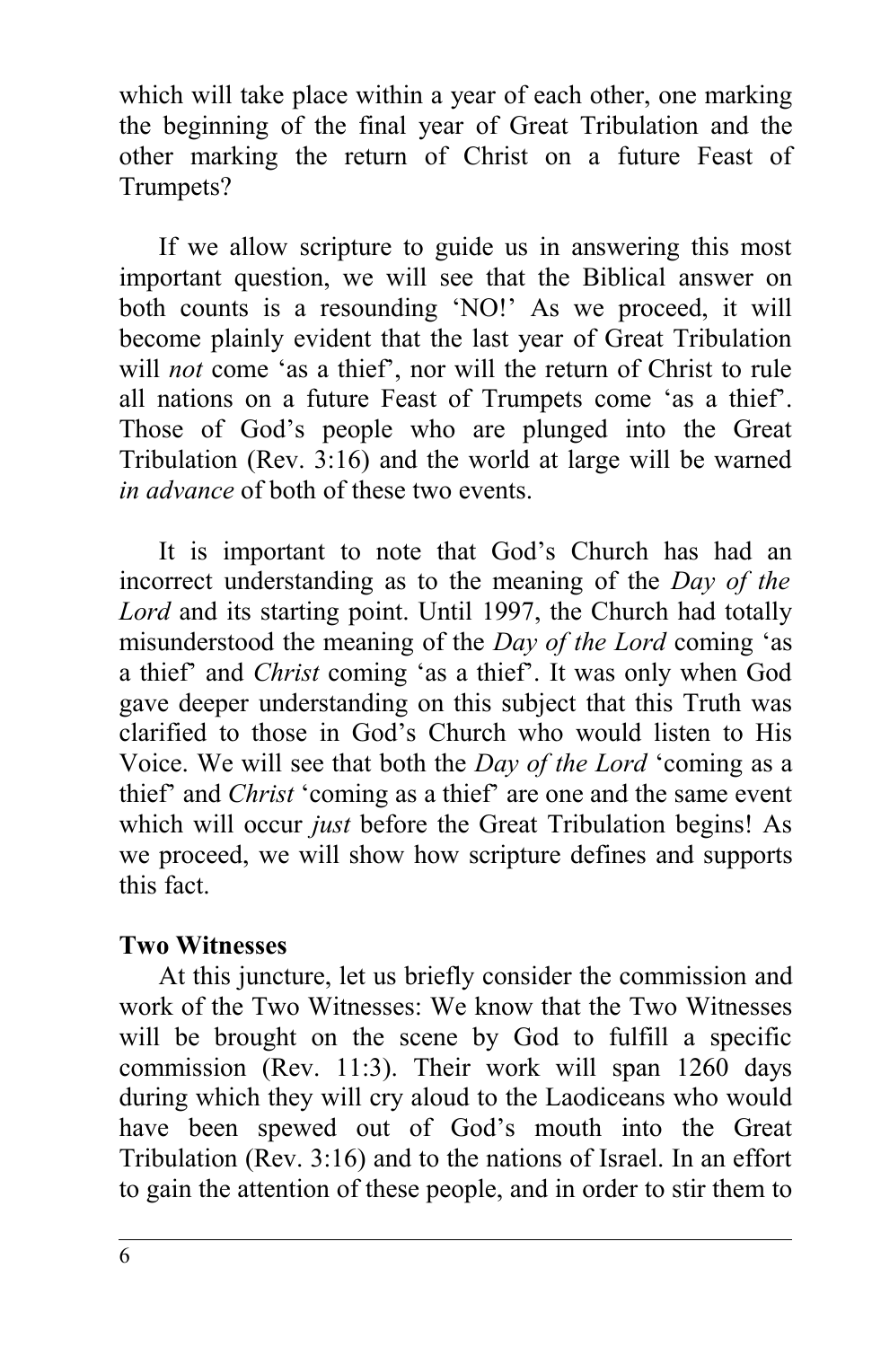which will take place within a year of each other, one marking the beginning of the final year of Great Tribulation and the other marking the return of Christ on a future Feast of Trumpets?

If we allow scripture to guide us in answering this most important question, we will see that the Biblical answer on both counts is a resounding 'NO!' As we proceed, it will become plainly evident that the last year of Great Tribulation will *not* come 'as a thief', nor will the return of Christ to rule all nations on a future Feast of Trumpets come 'as a thief'. Those of God's people who are plunged into the Great Tribulation (Rev. 3:16) and the world at large will be warned *in advance* of both of these two events.

It is important to note that God's Church has had an incorrect understanding as to the meaning of the *Day of the Lord* and its starting point. Until 1997, the Church had totally misunderstood the meaning of the *Day of the Lord* coming 'as a thief' and *Christ* coming 'as a thief'. It was only when God gave deeper understanding on this subject that this Truth was clarified to those in God's Church who would listen to His Voice. We will see that both the *Day of the Lord* 'coming as a thief' and *Christ* 'coming as a thief' are one and the same event which will occur *just* before the Great Tribulation begins! As we proceed, we will show how scripture defines and supports this fact.

**Two Witnesses**

At this juncture, let us briefly consider the commission and work of the Two Witnesses: We know that the Two Witnesses will be brought on the scene by God to fulfill a specific commission (Rev. 11:3). Their work will span 1260 days during which they will cry aloud to the Laodiceans who would have been spewed out of God's mouth into the Great Tribulation (Rev. 3:16) and to the nations of Israel. In an effort to gain the attention of these people, and in order to stir them to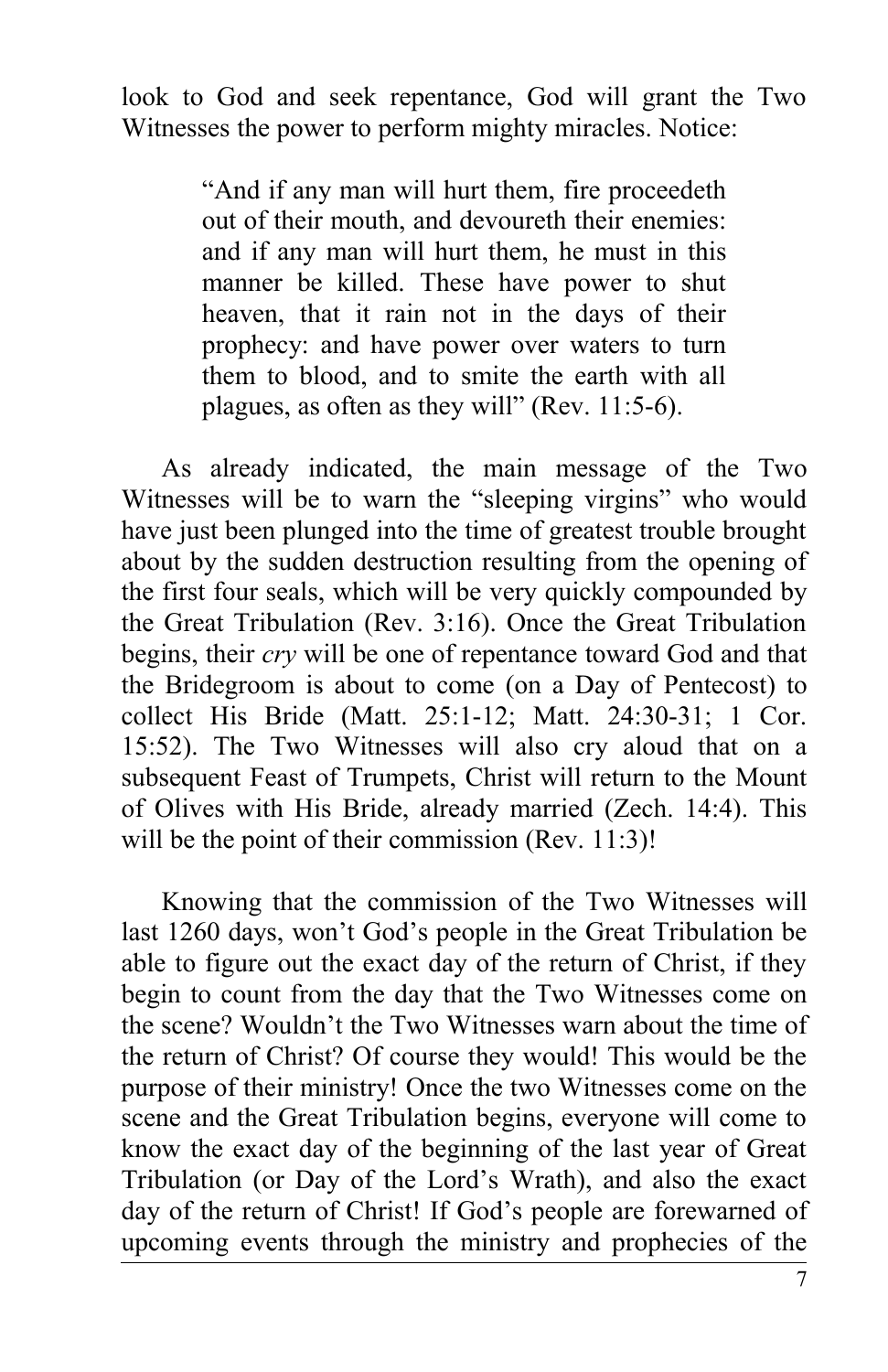look to God and seek repentance, God will grant the Two Witnesses the power to perform mighty miracles. Notice:

> "And if any man will hurt them, fire proceedeth out of their mouth, and devoureth their enemies: and if any man will hurt them, he must in this manner be killed. These have power to shut heaven, that it rain not in the days of their prophecy: and have power over waters to turn them to blood, and to smite the earth with all plagues, as often as they will" (Rev. 11:5-6).

As already indicated, the main message of the Two Witnesses will be to warn the "sleeping virgins" who would have just been plunged into the time of greatest trouble brought about by the sudden destruction resulting from the opening of the first four seals, which will be very quickly compounded by the Great Tribulation (Rev. 3:16). Once the Great Tribulation begins, their *cry* will be one of repentance toward God and that the Bridegroom is about to come (on a Day of Pentecost) to collect His Bride (Matt. 25:1-12; Matt. 24:30-31; 1 Cor. 15:52). The Two Witnesses will also cry aloud that on a subsequent Feast of Trumpets, Christ will return to the Mount of Olives with His Bride, already married (Zech. 14:4). This will be the point of their commission (Rev. 11:3)!

Knowing that the commission of the Two Witnesses will last 1260 days, won't God's people in the Great Tribulation be able to figure out the exact day of the return of Christ, if they begin to count from the day that the Two Witnesses come on the scene? Wouldn't the Two Witnesses warn about the time of the return of Christ? Of course they would! This would be the purpose of their ministry! Once the two Witnesses come on the scene and the Great Tribulation begins, everyone will come to know the exact day of the beginning of the last year of Great Tribulation (or Day of the Lord's Wrath), and also the exact day of the return of Christ! If God's people are forewarned of upcoming events through the ministry and prophecies of the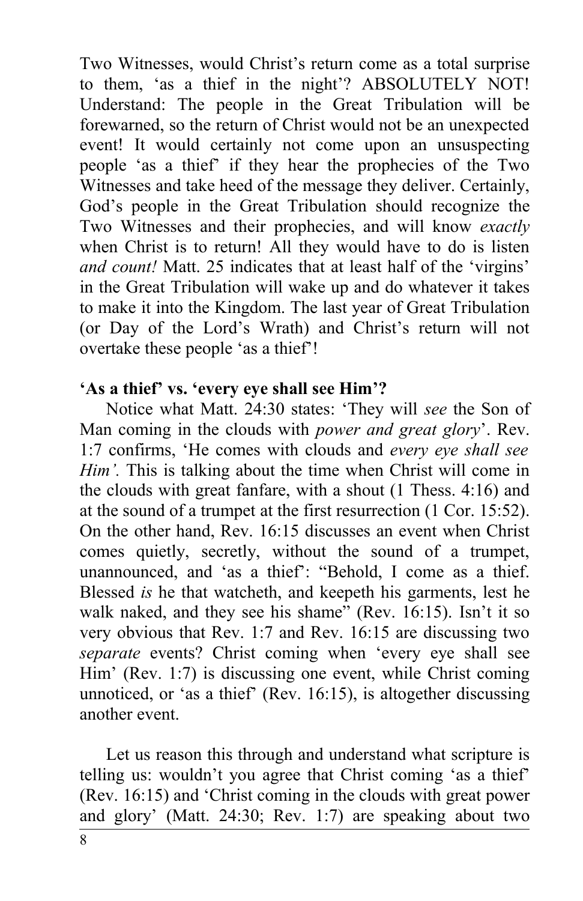Two Witnesses, would Christ's return come as a total surprise to them, 'as a thief in the night'? ABSOLUTELY NOT! Understand: The people in the Great Tribulation will be forewarned, so the return of Christ would not be an unexpected event! It would certainly not come upon an unsuspecting people 'as a thief' if they hear the prophecies of the Two Witnesses and take heed of the message they deliver. Certainly, God's people in the Great Tribulation should recognize the Two Witnesses and their prophecies, and will know *exactly* when Christ is to return! All they would have to do is listen *and count!* Matt. 25 indicates that at least half of the 'virgins' in the Great Tribulation will wake up and do whatever it takes to make it into the Kingdom. The last year of Great Tribulation (or Day of the Lord's Wrath) and Christ's return will not overtake these people 'as a thief'!

**'As a thief' vs. 'every eye shall see Him'?**

Notice what Matt. 24:30 states: 'They will *see* the Son of Man coming in the clouds with *power and great glory*'. Rev. 1:7 confirms, 'He comes with clouds and *every eye shall see Him'.* This is talking about the time when Christ will come in the clouds with great fanfare, with a shout (1 Thess. 4:16) and at the sound of a trumpet at the first resurrection (1 Cor. 15:52). On the other hand, Rev. 16:15 discusses an event when Christ comes quietly, secretly, without the sound of a trumpet, unannounced, and 'as a thief': "Behold, I come as a thief. Blessed *is* he that watcheth, and keepeth his garments, lest he walk naked, and they see his shame" (Rev. 16:15). Isn't it so very obvious that Rev. 1:7 and Rev. 16:15 are discussing two *separate* events? Christ coming when 'every eye shall see Him' (Rev. 1:7) is discussing one event, while Christ coming unnoticed, or 'as a thief' (Rev. 16:15), is altogether discussing another event.

Let us reason this through and understand what scripture is telling us: wouldn't you agree that Christ coming 'as a thief' (Rev. 16:15) and 'Christ coming in the clouds with great power and glory' (Matt. 24:30; Rev. 1:7) are speaking about two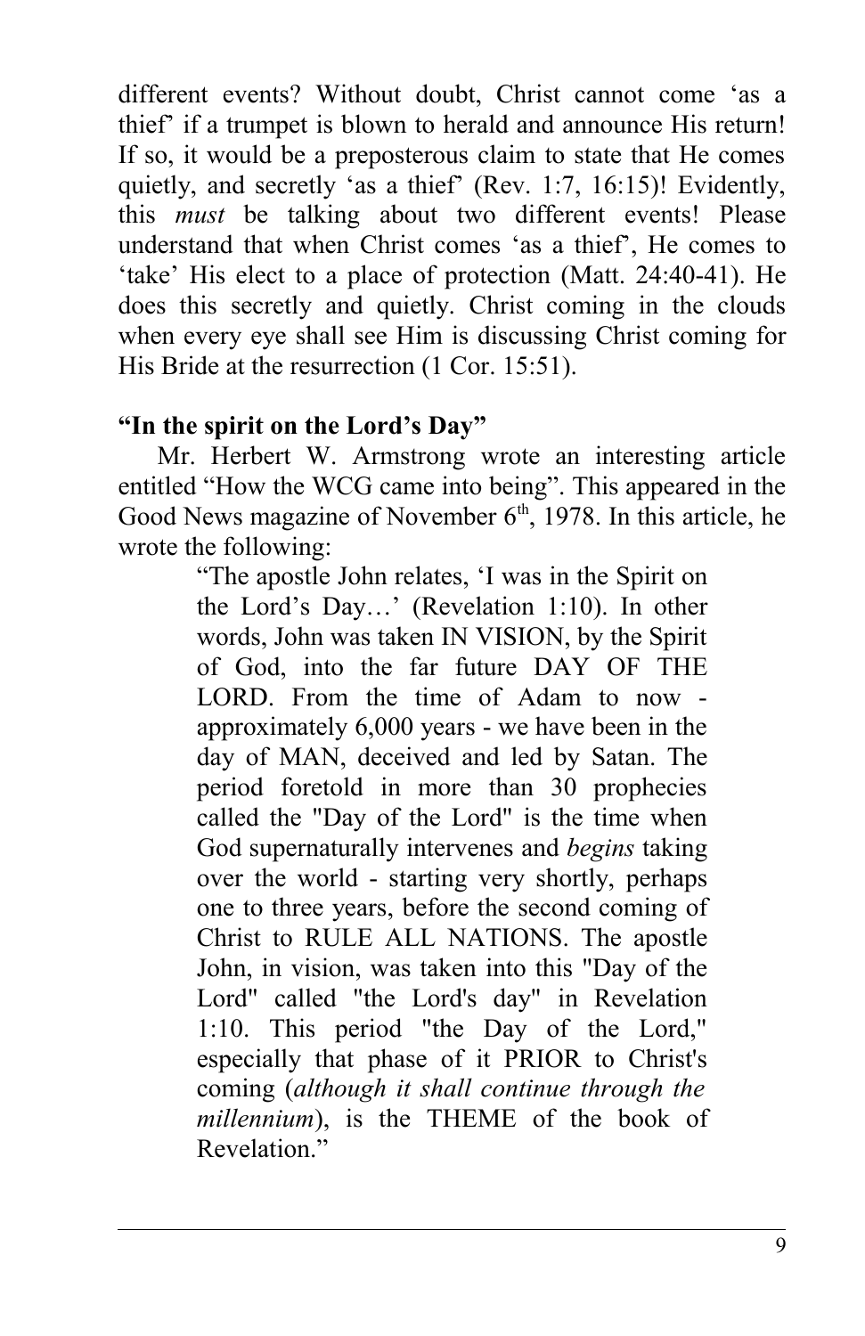different events? Without doubt, Christ cannot come 'as a thief' if a trumpet is blown to herald and announce His return! If so, it would be a preposterous claim to state that He comes quietly, and secretly 'as a thief' (Rev. 1:7, 16:15)! Evidently, this *must* be talking about two different events! Please understand that when Christ comes 'as a thief', He comes to 'take' His elect to a place of protection (Matt. 24:40-41). He does this secretly and quietly. Christ coming in the clouds when every eye shall see Him is discussing Christ coming for His Bride at the resurrection (1 Cor. 15:51).

**"In the spirit on the Lord's Day"**

Mr. Herbert W. Armstrong wrote an interesting article entitled "How the WCG came into being". This appeared in the Good News magazine of November 6th, 1978. In this article, he wrote the following:

> "The apostle John relates, 'I was in the Spirit on the Lord's Day…' (Revelation 1:10). In other words, John was taken IN VISION, by the Spirit of God, into the far future DAY OF THE LORD. From the time of Adam to now - approximately 6,000 years - we have been in the day of MAN, deceived and led by Satan. The period foretold in more than 30 prophecies called the "Day of the Lord" is the time when God supernaturally intervenes and *begins* taking over the world - starting very shortly, perhaps one to three years, before the second coming of Christ to RULE ALL NATIONS. The apostle John, in vision, was taken into this "Day of the Lord" called "the Lord's day" in Revelation 1:10. This period "the Day of the Lord," especially that phase of it PRIOR to Christ's coming (*although it shall continue through the millennium*), is the THEME of the book of Revelation."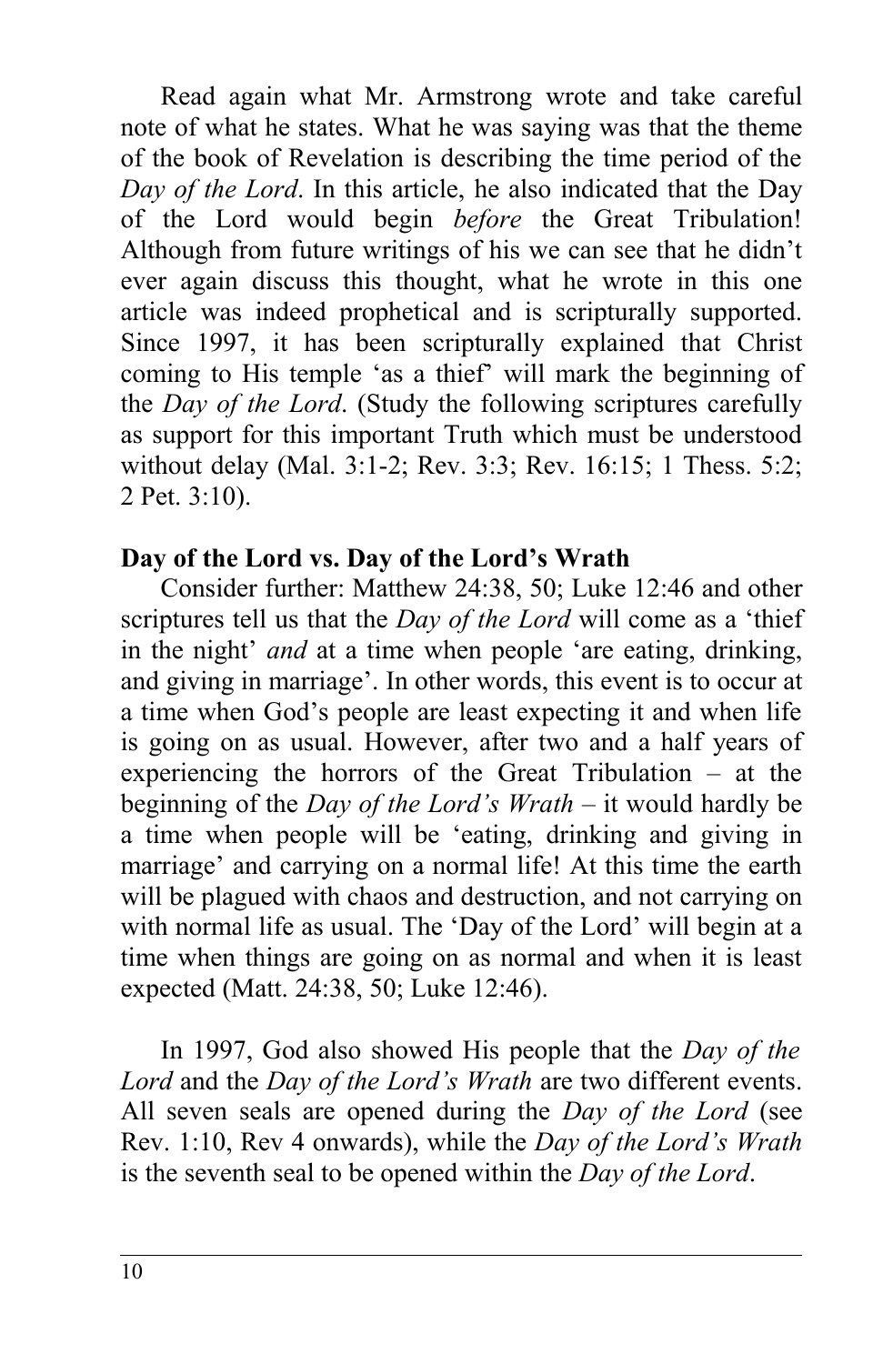Read again what Mr. Armstrong wrote and take careful note of what he states. What he was saying was that the theme of the book of Revelation is describing the time period of the *Day of the Lord*. In this article, he also indicated that the Day of the Lord would begin *before* the Great Tribulation! Although from future writings of his we can see that he didn't ever again discuss this thought, what he wrote in this one article was indeed prophetical and is scripturally supported. Since 1997, it has been scripturally explained that Christ coming to His temple 'as a thief' will mark the beginning of the *Day of the Lord*. (Study the following scriptures carefully as support for this important Truth which must be understood without delay (Mal. 3:1-2; Rev. 3:3; Rev. 16:15; 1 Thess. 5:2; 2 Pet. 3:10).

**Day of the Lord vs. Day of the Lord's Wrath**

Consider further: Matthew 24:38, 50; Luke 12:46 and other scriptures tell us that the *Day of the Lord* will come as a 'thief in the night' *and* at a time when people 'are eating, drinking, and giving in marriage'. In other words, this event is to occur at a time when God's people are least expecting it and when life is going on as usual. However, after two and a half years of experiencing the horrors of the Great Tribulation – at the beginning of the *Day of the Lord's Wrath* – it would hardly be a time when people will be 'eating, drinking and giving in marriage' and carrying on a normal life! At this time the earth will be plagued with chaos and destruction, and not carrying on with normal life as usual. The 'Day of the Lord' will begin at a time when things are going on as normal and when it is least expected (Matt. 24:38, 50; Luke 12:46).

In 1997, God also showed His people that the *Day of the Lord* and the *Day of the Lord's Wrath* are two different events. All seven seals are opened during the *Day of the Lord* (see Rev. 1:10, Rev 4 onwards), while the *Day of the Lord's Wrath* is the seventh seal to be opened within the *Day of the Lord*.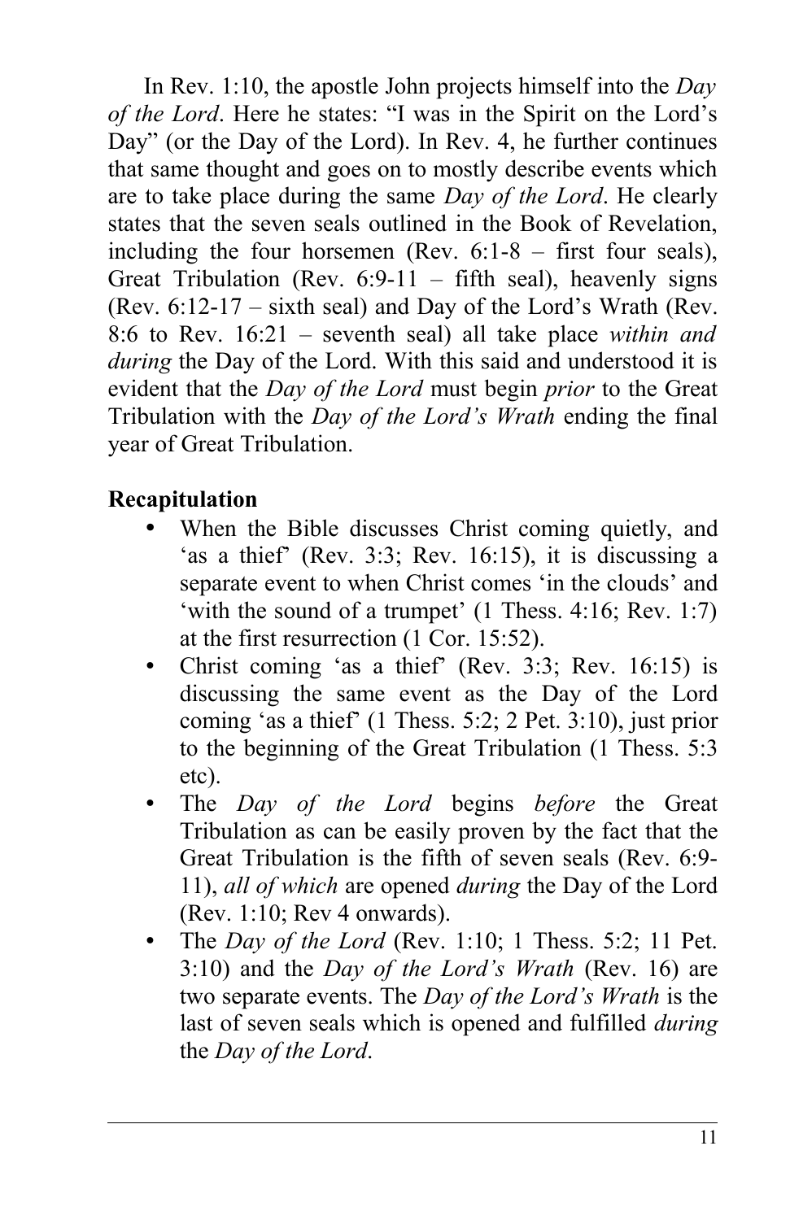In Rev. 1:10, the apostle John projects himself into the *Day of the Lord*. Here he states: "I was in the Spirit on the Lord's Day" (or the Day of the Lord). In Rev. 4, he further continues that same thought and goes on to mostly describe events which are to take place during the same *Day of the Lord*. He clearly states that the seven seals outlined in the Book of Revelation, including the four horsemen (Rev. 6:1-8 – first four seals), Great Tribulation (Rev. 6:9-11 – fifth seal), heavenly signs (Rev. 6:12-17 – sixth seal) and Day of the Lord's Wrath (Rev. 8:6 to Rev. 16:21 – seventh seal) all take place *within and during* the Day of the Lord. With this said and understood it is evident that the *Day of the Lord* must begin *prior* to the Great Tribulation with the *Day of the Lord's Wrath* ending the final year of Great Tribulation.

**Recapitulation**

- When the Bible discusses Christ coming quietly, and 'as a thief' (Rev. 3:3; Rev. 16:15), it is discussing a separate event to when Christ comes 'in the clouds' and 'with the sound of a trumpet' (1 Thess. 4:16; Rev. 1:7) at the first resurrection (1 Cor. 15:52).
- Christ coming 'as a thief' (Rev. 3:3; Rev. 16:15) is discussing the same event as the Day of the Lord coming 'as a thief' (1 Thess. 5:2; 2 Pet. 3:10), just prior to the beginning of the Great Tribulation (1 Thess. 5:3 etc).
- The *Day of the Lord* begins *before* the Great Tribulation as can be easily proven by the fact that the Great Tribulation is the fifth of seven seals (Rev. 6:9-11), *all of which* are opened *during* the Day of the Lord (Rev. 1:10; Rev 4 onwards).
- The *Day of the Lord* (Rev. 1:10; 1 Thess. 5:2; 11 Pet. 3:10) and the *Day of the Lord's Wrath* (Rev. 16) are two separate events. The *Day of the Lord's Wrath* is the last of seven seals which is opened and fulfilled *during* the *Day of the Lord*.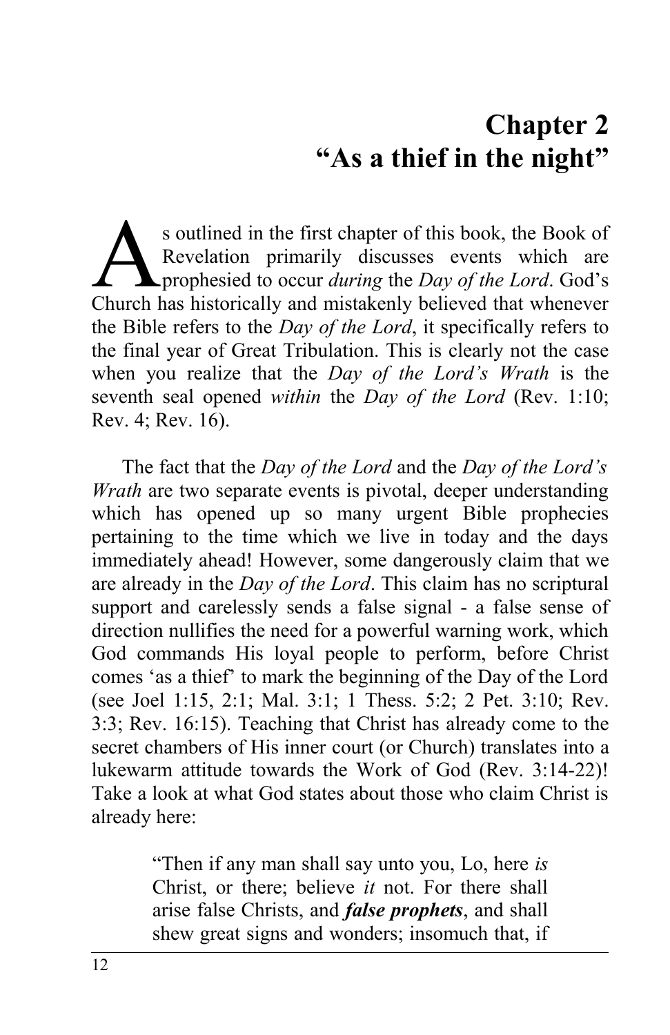# Chapter 2
# "As a thief in the night"

As outlined in the first chapter of this book, the Book of Revelation primarily discusses events which are prophesied to occur *during* the *Day of the Lord*. God's Church has historically and mistakenly believed that whenever the Bible refers to the *Day of the Lord*, it specifically refers to the final year of Great Tribulation. This is clearly not the case when you realize that the *Day of the Lord's Wrath* is the seventh seal opened *within* the *Day of the Lord* (Rev. 1:10; Rev. 4; Rev. 16).

The fact that the *Day of the Lord* and the *Day of the Lord's Wrath* are two separate events is pivotal, deeper understanding which has opened up so many urgent Bible prophecies pertaining to the time which we live in today and the days immediately ahead! However, some dangerously claim that we are already in the *Day of the Lord*. This claim has no scriptural support and carelessly sends a false signal - a false sense of direction nullifies the need for a powerful warning work, which God commands His loyal people to perform, before Christ comes 'as a thief' to mark the beginning of the Day of the Lord (see Joel 1:15, 2:1; Mal. 3:1; 1 Thess. 5:2; 2 Pet. 3:10; Rev. 3:3; Rev. 16:15). Teaching that Christ has already come to the secret chambers of His inner court (or Church) translates into a lukewarm attitude towards the Work of God (Rev. 3:14-22)! Take a look at what God states about those who claim Christ is already here:

> "Then if any man shall say unto you, Lo, here *is* Christ, or there; believe *it* not. For there shall arise false Christs, and ***false prophets***, and shall shew great signs and wonders; insomuch that, if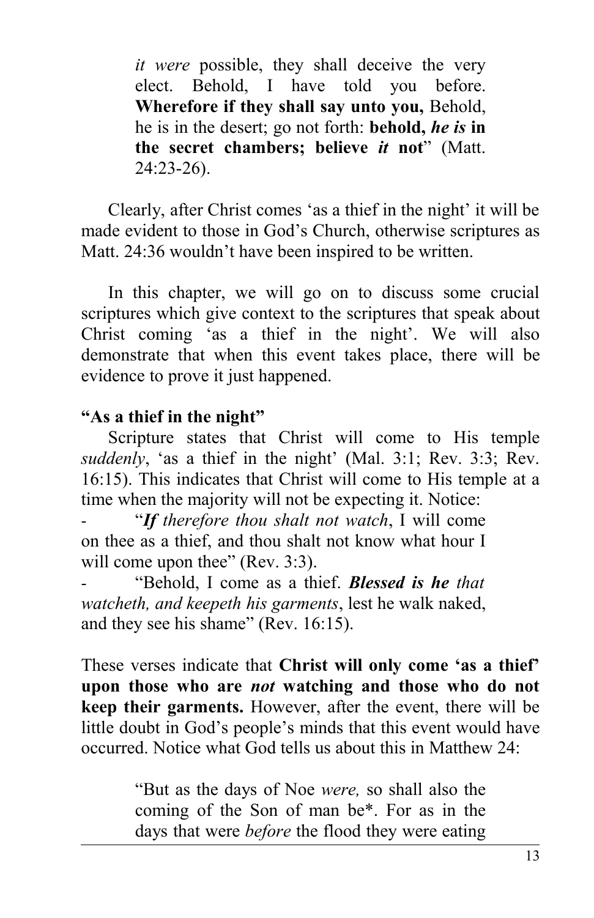> *it were* possible, they shall deceive the very elect. Behold, I have told you before. **Wherefore if they shall say unto you,** Behold, he is in the desert; go not forth: **behold, *he is* in the secret chambers; believe *it* not**" (Matt. 24:23-26).

Clearly, after Christ comes 'as a thief in the night' it will be made evident to those in God's Church, otherwise scriptures as Matt. 24:36 wouldn't have been inspired to be written.

In this chapter, we will go on to discuss some crucial scriptures which give context to the scriptures that speak about Christ coming 'as a thief in the night'. We will also demonstrate that when this event takes place, there will be evidence to prove it just happened.

**"As a thief in the night"**

Scripture states that Christ will come to His temple *suddenly*, 'as a thief in the night' (Mal. 3:1; Rev. 3:3; Rev. 16:15). This indicates that Christ will come to His temple at a time when the majority will not be expecting it. Notice:

- "***If** therefore thou shalt not watch*, I will come on thee as a thief, and thou shalt not know what hour I will come upon thee" (Rev. 3:3).
- "Behold, I come as a thief. ***Blessed is he** that watcheth, and keepeth his garments*, lest he walk naked, and they see his shame" (Rev. 16:15).

These verses indicate that **Christ will only come 'as a thief' upon those who are *not* watching and those who do not keep their garments.** However, after the event, there will be little doubt in God's people's minds that this event would have occurred. Notice what God tells us about this in Matthew 24:

> "But as the days of Noe *were,* so shall also the coming of the Son of man be*. For as in the days that were *before* the flood they were eating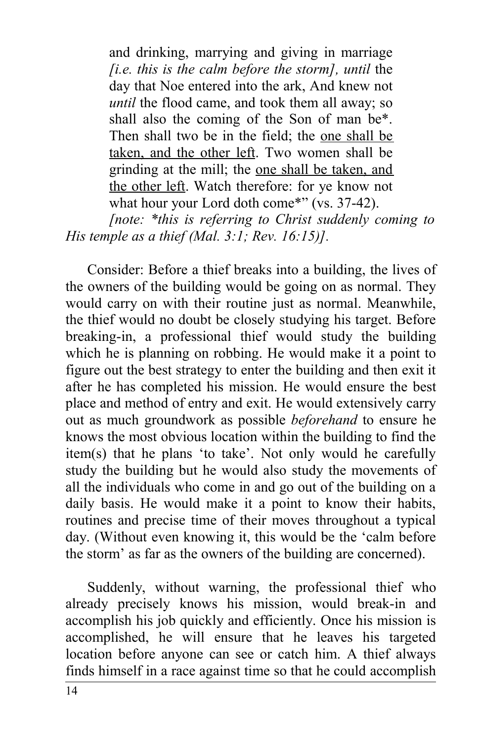> and drinking, marrying and giving in marriage *[i.e. this is the calm before the storm], until* the day that Noe entered into the ark, And knew not *until* the flood came, and took them all away; so shall also the coming of the Son of man be*. Then shall two be in the field; the <u>one shall be taken, and the other left</u>. Two women shall be grinding at the mill; the <u>one shall be taken, and the other left</u>. Watch therefore: for ye know not what hour your Lord doth come*" (vs. 37-42).

*[note: *this is referring to Christ suddenly coming to His temple as a thief (Mal. 3:1; Rev. 16:15)].*

Consider: Before a thief breaks into a building, the lives of the owners of the building would be going on as normal. They would carry on with their routine just as normal. Meanwhile, the thief would no doubt be closely studying his target. Before breaking-in, a professional thief would study the building which he is planning on robbing. He would make it a point to figure out the best strategy to enter the building and then exit it after he has completed his mission. He would ensure the best place and method of entry and exit. He would extensively carry out as much groundwork as possible *beforehand* to ensure he knows the most obvious location within the building to find the item(s) that he plans 'to take'. Not only would he carefully study the building but he would also study the movements of all the individuals who come in and go out of the building on a daily basis. He would make it a point to know their habits, routines and precise time of their moves throughout a typical day. (Without even knowing it, this would be the 'calm before the storm' as far as the owners of the building are concerned).

Suddenly, without warning, the professional thief who already precisely knows his mission, would break-in and accomplish his job quickly and efficiently. Once his mission is accomplished, he will ensure that he leaves his targeted location before anyone can see or catch him. A thief always finds himself in a race against time so that he could accomplish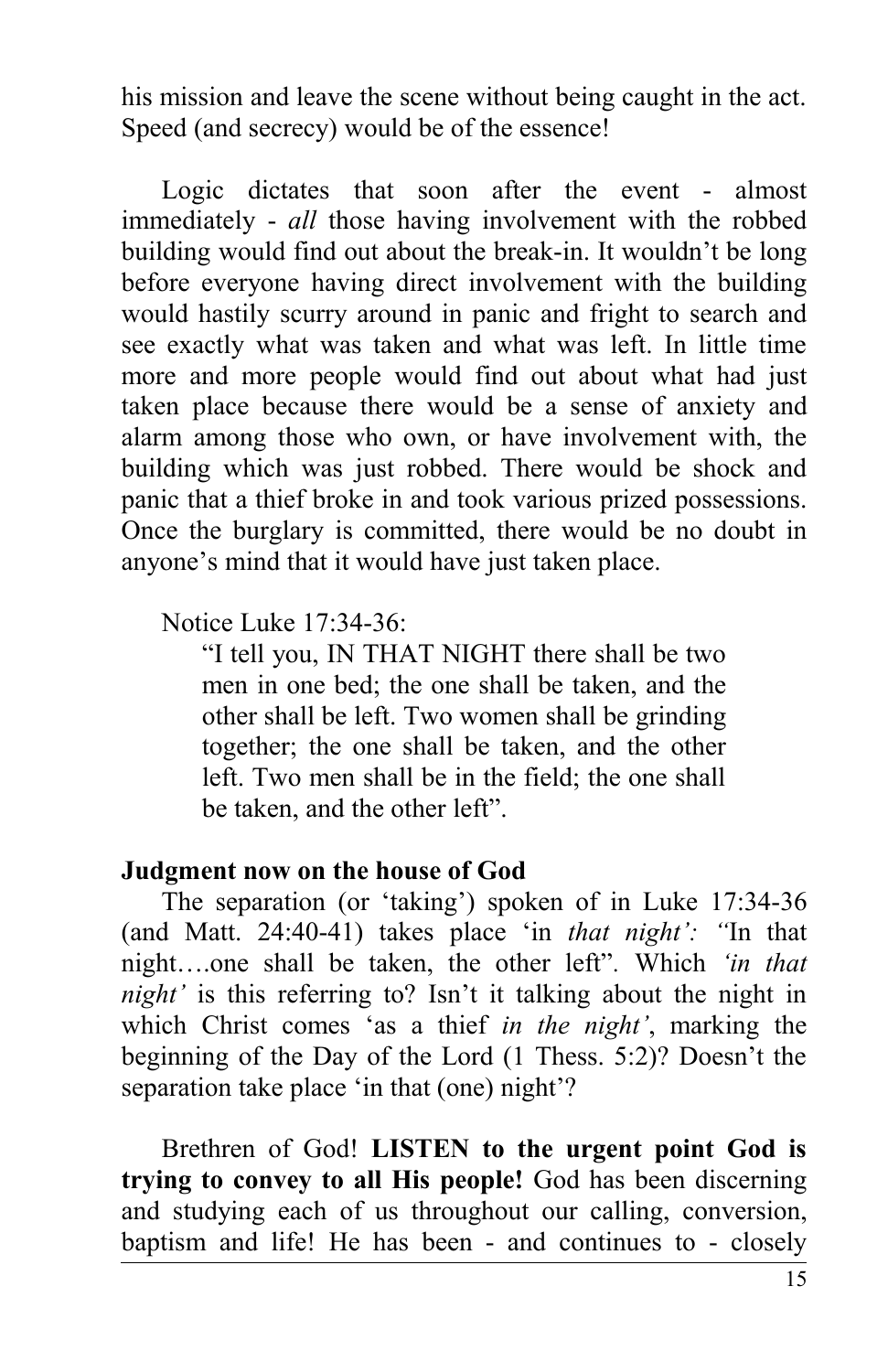his mission and leave the scene without being caught in the act. Speed (and secrecy) would be of the essence!

Logic dictates that soon after the event - almost immediately - *all* those having involvement with the robbed building would find out about the break-in. It wouldn't be long before everyone having direct involvement with the building would hastily scurry around in panic and fright to search and see exactly what was taken and what was left. In little time more and more people would find out about what had just taken place because there would be a sense of anxiety and alarm among those who own, or have involvement with, the building which was just robbed. There would be shock and panic that a thief broke in and took various prized possessions. Once the burglary is committed, there would be no doubt in anyone's mind that it would have just taken place.

Notice Luke 17:34-36:

> "I tell you, IN THAT NIGHT there shall be two men in one bed; the one shall be taken, and the other shall be left. Two women shall be grinding together; the one shall be taken, and the other left. Two men shall be in the field; the one shall be taken, and the other left".

**Judgment now on the house of God**

The separation (or 'taking') spoken of in Luke 17:34-36 (and Matt. 24:40-41) takes place 'in *that night'*: "In that night….one shall be taken, the other left". Which *'in that night'* is this referring to? Isn't it talking about the night in which Christ comes 'as a thief *in the night'*, marking the beginning of the Day of the Lord (1 Thess. 5:2)? Doesn't the separation take place 'in that (one) night'?

Brethren of God! **LISTEN to the urgent point God is trying to convey to all His people!** God has been discerning and studying each of us throughout our calling, conversion, baptism and life! He has been - and continues to - closely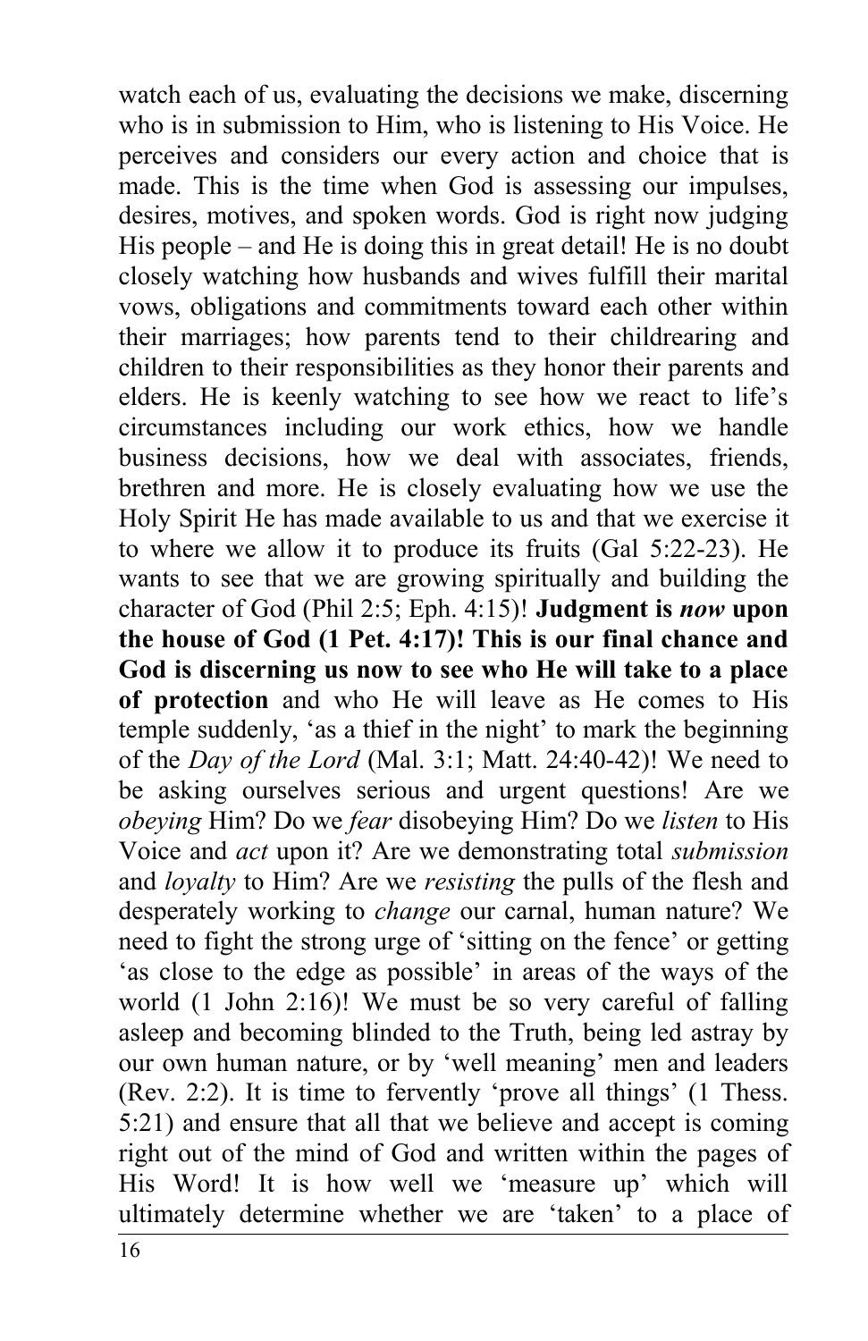watch each of us, evaluating the decisions we make, discerning who is in submission to Him, who is listening to His Voice. He perceives and considers our every action and choice that is made. This is the time when God is assessing our impulses, desires, motives, and spoken words. God is right now judging His people – and He is doing this in great detail! He is no doubt closely watching how husbands and wives fulfill their marital vows, obligations and commitments toward each other within their marriages; how parents tend to their childrearing and children to their responsibilities as they honor their parents and elders. He is keenly watching to see how we react to life's circumstances including our work ethics, how we handle business decisions, how we deal with associates, friends, brethren and more. He is closely evaluating how we use the Holy Spirit He has made available to us and that we exercise it to where we allow it to produce its fruits (Gal 5:22-23). He wants to see that we are growing spiritually and building the character of God (Phil 2:5; Eph. 4:15)! **Judgment is *now* upon the house of God (1 Pet. 4:17)! This is our final chance and God is discerning us now to see who He will take to a place of protection** and who He will leave as He comes to His temple suddenly, 'as a thief in the night' to mark the beginning of the *Day of the Lord* (Mal. 3:1; Matt. 24:40-42)! We need to be asking ourselves serious and urgent questions! Are we *obeying* Him? Do we *fear* disobeying Him? Do we *listen* to His Voice and *act* upon it? Are we demonstrating total *submission* and *loyalty* to Him? Are we *resisting* the pulls of the flesh and desperately working to *change* our carnal, human nature? We need to fight the strong urge of 'sitting on the fence' or getting 'as close to the edge as possible' in areas of the ways of the world (1 John 2:16)! We must be so very careful of falling asleep and becoming blinded to the Truth, being led astray by our own human nature, or by 'well meaning' men and leaders (Rev. 2:2). It is time to fervently 'prove all things' (1 Thess. 5:21) and ensure that all that we believe and accept is coming right out of the mind of God and written within the pages of His Word! It is how well we 'measure up' which will ultimately determine whether we are 'taken' to a place of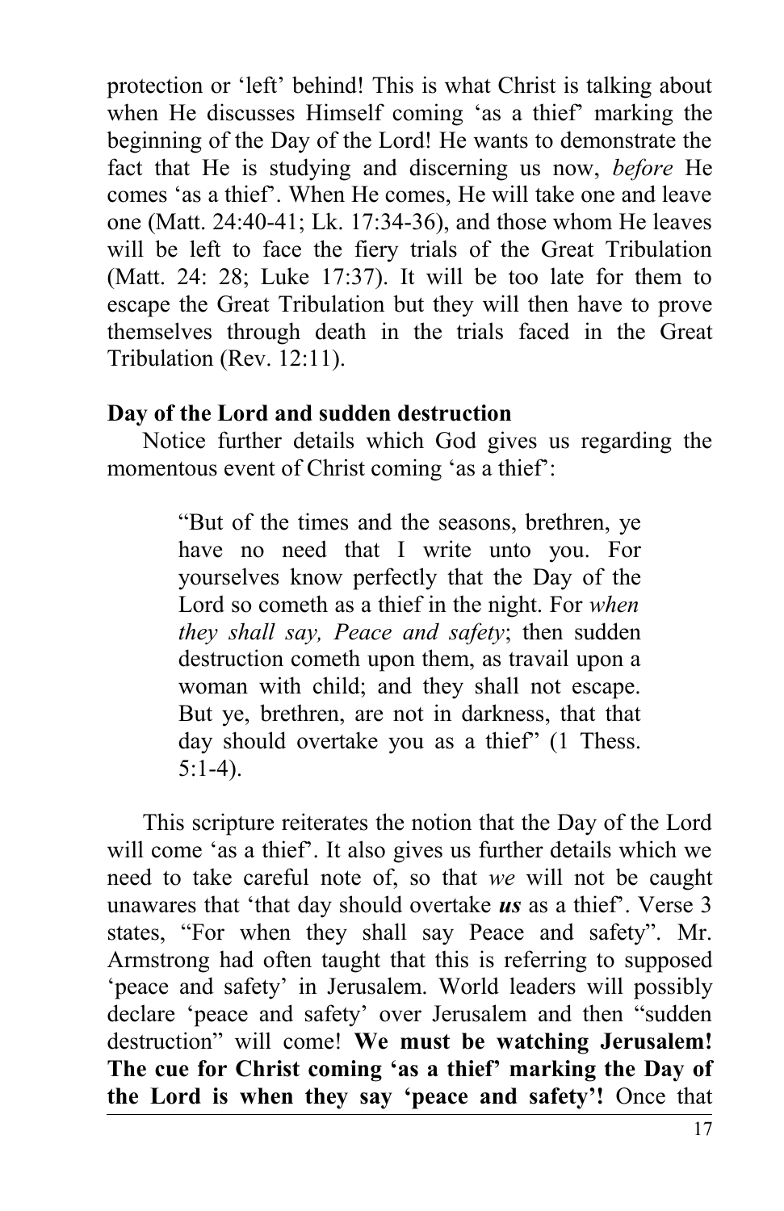protection or 'left' behind! This is what Christ is talking about when He discusses Himself coming 'as a thief' marking the beginning of the Day of the Lord! He wants to demonstrate the fact that He is studying and discerning us now, *before* He comes 'as a thief'. When He comes, He will take one and leave one (Matt. 24:40-41; Lk. 17:34-36), and those whom He leaves will be left to face the fiery trials of the Great Tribulation (Matt. 24: 28; Luke 17:37). It will be too late for them to escape the Great Tribulation but they will then have to prove themselves through death in the trials faced in the Great Tribulation (Rev. 12:11).

**Day of the Lord and sudden destruction**

Notice further details which God gives us regarding the momentous event of Christ coming 'as a thief':

> "But of the times and the seasons, brethren, ye have no need that I write unto you. For yourselves know perfectly that the Day of the Lord so cometh as a thief in the night. For *when they shall say, Peace and safety*; then sudden destruction cometh upon them, as travail upon a woman with child; and they shall not escape. But ye, brethren, are not in darkness, that that day should overtake you as a thief" (1 Thess. 5:1-4).

This scripture reiterates the notion that the Day of the Lord will come 'as a thief'. It also gives us further details which we need to take careful note of, so that *we* will not be caught unawares that 'that day should overtake ***us*** as a thief'. Verse 3 states, "For when they shall say Peace and safety". Mr. Armstrong had often taught that this is referring to supposed 'peace and safety' in Jerusalem. World leaders will possibly declare 'peace and safety' over Jerusalem and then "sudden destruction" will come! **We must be watching Jerusalem! The cue for Christ coming 'as a thief' marking the Day of the Lord is when they say 'peace and safety'!** Once that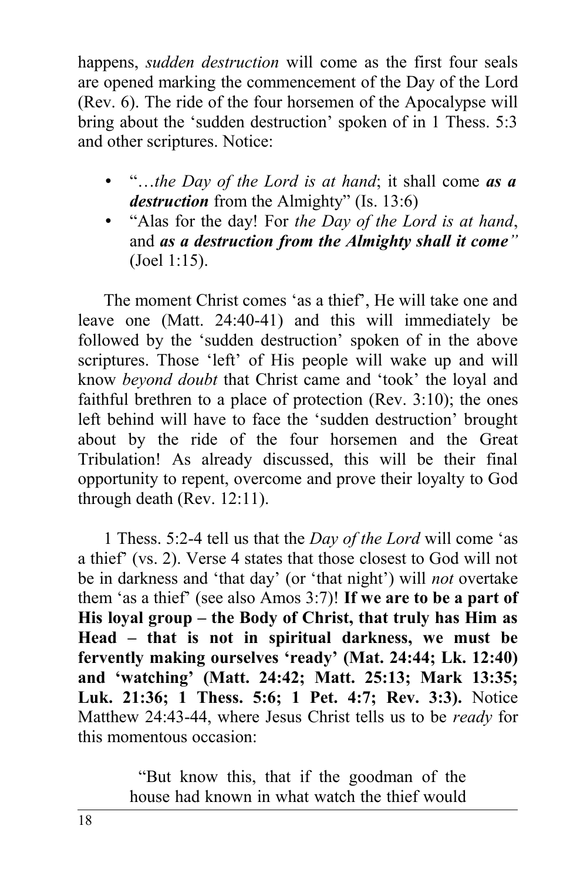happens, *sudden destruction* will come as the first four seals are opened marking the commencement of the Day of the Lord (Rev. 6). The ride of the four horsemen of the Apocalypse will bring about the 'sudden destruction' spoken of in 1 Thess. 5:3 and other scriptures. Notice:

- "…*the Day of the Lord is at hand*; it shall come ***as a destruction*** from the Almighty" (Is. 13:6)
- "Alas for the day! For *the Day of the Lord is at hand*, and ***as a destruction from the Almighty shall it come"*** (Joel 1:15).

The moment Christ comes 'as a thief', He will take one and leave one (Matt. 24:40-41) and this will immediately be followed by the 'sudden destruction' spoken of in the above scriptures. Those 'left' of His people will wake up and will know *beyond doubt* that Christ came and 'took' the loyal and faithful brethren to a place of protection (Rev. 3:10); the ones left behind will have to face the 'sudden destruction' brought about by the ride of the four horsemen and the Great Tribulation! As already discussed, this will be their final opportunity to repent, overcome and prove their loyalty to God through death (Rev. 12:11).

1 Thess. 5:2-4 tell us that the *Day of the Lord* will come 'as a thief' (vs. 2). Verse 4 states that those closest to God will not be in darkness and 'that day' (or 'that night') will *not* overtake them 'as a thief' (see also Amos 3:7)! **If we are to be a part of His loyal group – the Body of Christ, that truly has Him as Head – that is not in spiritual darkness, we must be fervently making ourselves 'ready' (Mat. 24:44; Lk. 12:40) and 'watching' (Matt. 24:42; Matt. 25:13; Mark 13:35; Luk. 21:36; 1 Thess. 5:6; 1 Pet. 4:7; Rev. 3:3).** Notice Matthew 24:43-44, where Jesus Christ tells us to be *ready* for this momentous occasion:

> "But know this, that if the goodman of the house had known in what watch the thief would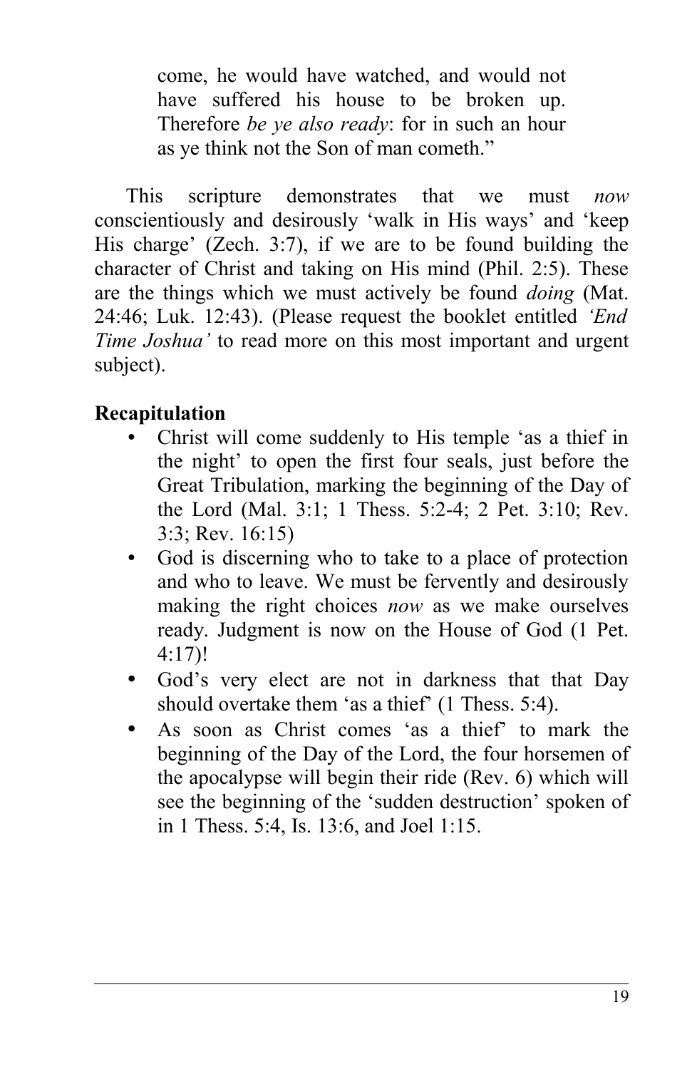> come, he would have watched, and would not have suffered his house to be broken up. Therefore *be ye also ready*: for in such an hour as ye think not the Son of man cometh."

This scripture demonstrates that we must *now* conscientiously and desirously 'walk in His ways' and 'keep His charge' (Zech. 3:7), if we are to be found building the character of Christ and taking on His mind (Phil. 2:5). These are the things which we must actively be found *doing* (Mat. 24:46; Luk. 12:43). (Please request the booklet entitled *'End Time Joshua'* to read more on this most important and urgent subject).

**Recapitulation**

- Christ will come suddenly to His temple 'as a thief in the night' to open the first four seals, just before the Great Tribulation, marking the beginning of the Day of the Lord (Mal. 3:1; 1 Thess. 5:2-4; 2 Pet. 3:10; Rev. 3:3; Rev. 16:15)
- God is discerning who to take to a place of protection and who to leave. We must be fervently and desirously making the right choices *now* as we make ourselves ready. Judgment is now on the House of God (1 Pet. 4:17)!
- God's very elect are not in darkness that that Day should overtake them 'as a thief' (1 Thess. 5:4).
- As soon as Christ comes 'as a thief' to mark the beginning of the Day of the Lord, the four horsemen of the apocalypse will begin their ride (Rev. 6) which will see the beginning of the 'sudden destruction' spoken of in 1 Thess. 5:4, Is. 13:6, and Joel 1:15.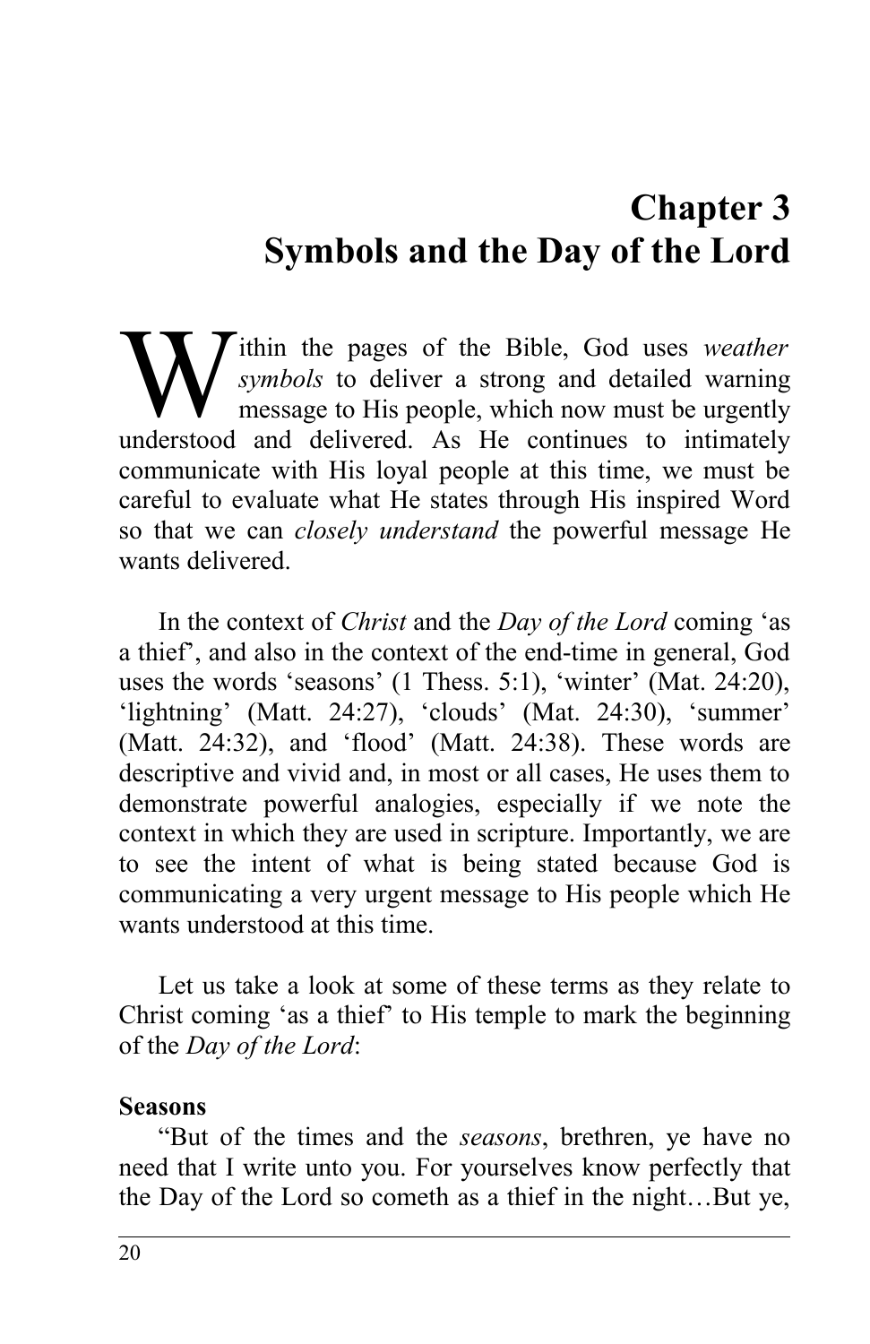# Chapter 3
# Symbols and the Day of the Lord

Within the pages of the Bible, God uses *weather symbols* to deliver a strong and detailed warning message to His people, which now must be urgently understood and delivered. As He continues to intimately communicate with His loyal people at this time, we must be careful to evaluate what He states through His inspired Word so that we can *closely understand* the powerful message He wants delivered.

In the context of *Christ* and the *Day of the Lord* coming 'as a thief', and also in the context of the end-time in general, God uses the words 'seasons' (1 Thess. 5:1), 'winter' (Mat. 24:20), 'lightning' (Matt. 24:27), 'clouds' (Mat. 24:30), 'summer' (Matt. 24:32), and 'flood' (Matt. 24:38). These words are descriptive and vivid and, in most or all cases, He uses them to demonstrate powerful analogies, especially if we note the context in which they are used in scripture. Importantly, we are to see the intent of what is being stated because God is communicating a very urgent message to His people which He wants understood at this time.

Let us take a look at some of these terms as they relate to Christ coming 'as a thief' to His temple to mark the beginning of the *Day of the Lord*:

**Seasons**

"But of the times and the *seasons*, brethren, ye have no need that I write unto you. For yourselves know perfectly that the Day of the Lord so cometh as a thief in the night…But ye,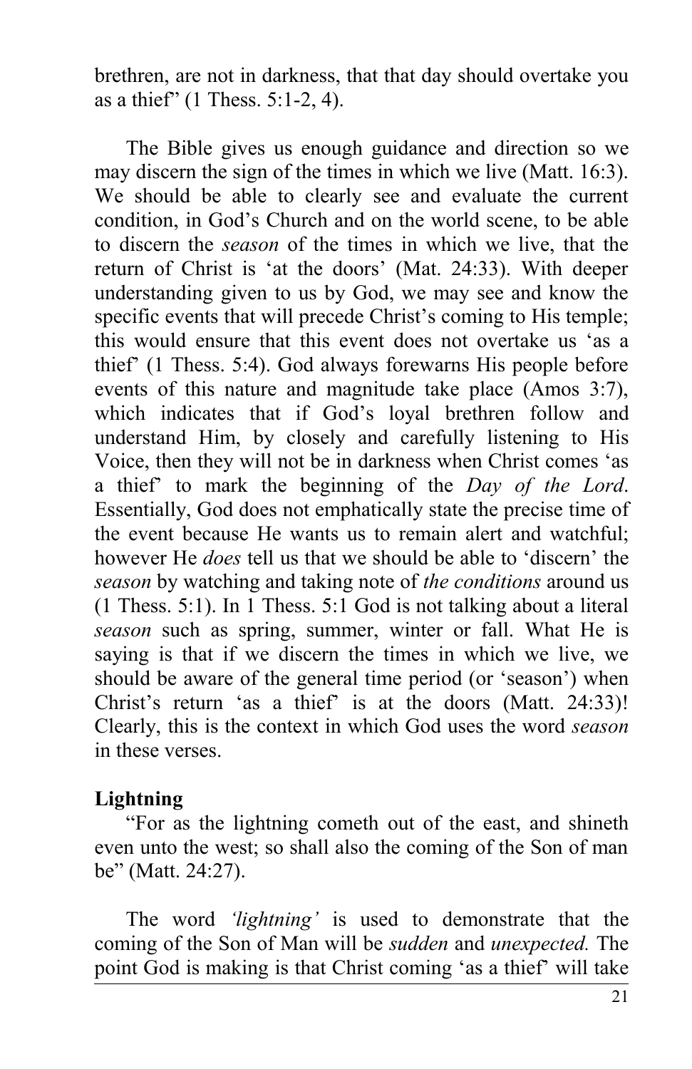brethren, are not in darkness, that that day should overtake you as a thief" (1 Thess. 5:1-2, 4).

The Bible gives us enough guidance and direction so we may discern the sign of the times in which we live (Matt. 16:3). We should be able to clearly see and evaluate the current condition, in God's Church and on the world scene, to be able to discern the *season* of the times in which we live, that the return of Christ is 'at the doors' (Mat. 24:33). With deeper understanding given to us by God, we may see and know the specific events that will precede Christ's coming to His temple; this would ensure that this event does not overtake us 'as a thief' (1 Thess. 5:4). God always forewarns His people before events of this nature and magnitude take place (Amos 3:7), which indicates that if God's loyal brethren follow and understand Him, by closely and carefully listening to His Voice, then they will not be in darkness when Christ comes 'as a thief' to mark the beginning of the *Day of the Lord*. Essentially, God does not emphatically state the precise time of the event because He wants us to remain alert and watchful; however He *does* tell us that we should be able to 'discern' the *season* by watching and taking note of *the conditions* around us (1 Thess. 5:1). In 1 Thess. 5:1 God is not talking about a literal *season* such as spring, summer, winter or fall. What He is saying is that if we discern the times in which we live, we should be aware of the general time period (or 'season') when Christ's return 'as a thief' is at the doors (Matt. 24:33)! Clearly, this is the context in which God uses the word *season* in these verses.

**Lightning**

"For as the lightning cometh out of the east, and shineth even unto the west; so shall also the coming of the Son of man be" (Matt. 24:27).

The word *'lightning'* is used to demonstrate that the coming of the Son of Man will be *sudden* and *unexpected.* The point God is making is that Christ coming 'as a thief' will take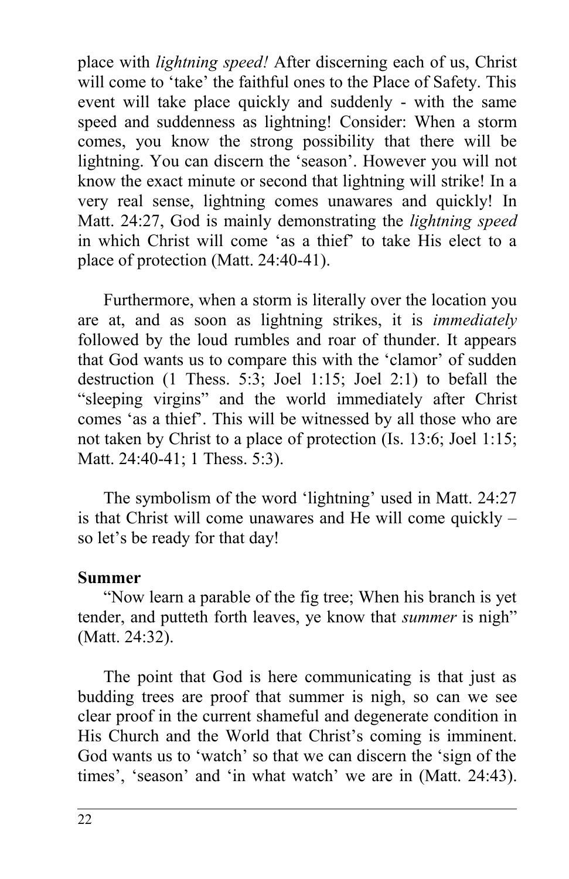place with *lightning speed!* After discerning each of us, Christ will come to 'take' the faithful ones to the Place of Safety. This event will take place quickly and suddenly - with the same speed and suddenness as lightning! Consider: When a storm comes, you know the strong possibility that there will be lightning. You can discern the 'season'. However you will not know the exact minute or second that lightning will strike! In a very real sense, lightning comes unawares and quickly! In Matt. 24:27, God is mainly demonstrating the *lightning speed* in which Christ will come 'as a thief' to take His elect to a place of protection (Matt. 24:40-41).

Furthermore, when a storm is literally over the location you are at, and as soon as lightning strikes, it is *immediately* followed by the loud rumbles and roar of thunder. It appears that God wants us to compare this with the 'clamor' of sudden destruction (1 Thess. 5:3; Joel 1:15; Joel 2:1) to befall the "sleeping virgins" and the world immediately after Christ comes 'as a thief'. This will be witnessed by all those who are not taken by Christ to a place of protection (Is. 13:6; Joel 1:15; Matt. 24:40-41; 1 Thess. 5:3).

The symbolism of the word 'lightning' used in Matt. 24:27 is that Christ will come unawares and He will come quickly – so let's be ready for that day!

**Summer**

"Now learn a parable of the fig tree; When his branch is yet tender, and putteth forth leaves, ye know that *summer* is nigh" (Matt. 24:32).

The point that God is here communicating is that just as budding trees are proof that summer is nigh, so can we see clear proof in the current shameful and degenerate condition in His Church and the World that Christ's coming is imminent. God wants us to 'watch' so that we can discern the 'sign of the times', 'season' and 'in what watch' we are in (Matt. 24:43).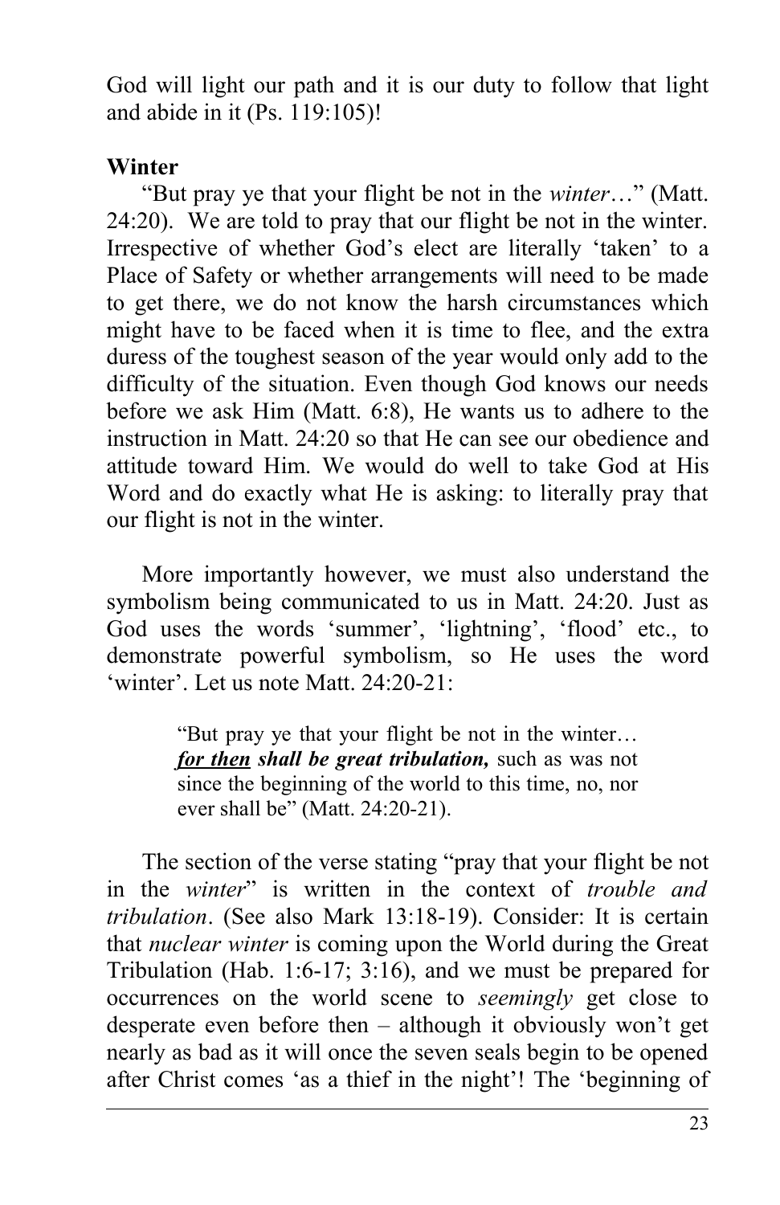God will light our path and it is our duty to follow that light and abide in it (Ps. 119:105)!

### Winter

"But pray ye that your flight be not in the *winter*…" (Matt. 24:20). We are told to pray that our flight be not in the winter. Irrespective of whether God's elect are literally 'taken' to a Place of Safety or whether arrangements will need to be made to get there, we do not know the harsh circumstances which might have to be faced when it is time to flee, and the extra duress of the toughest season of the year would only add to the difficulty of the situation. Even though God knows our needs before we ask Him (Matt. 6:8), He wants us to adhere to the instruction in Matt. 24:20 so that He can see our obedience and attitude toward Him. We would do well to take God at His Word and do exactly what He is asking: to literally pray that our flight is not in the winter.

More importantly however, we must also understand the symbolism being communicated to us in Matt. 24:20. Just as God uses the words 'summer', 'lightning', 'flood' etc., to demonstrate powerful symbolism, so He uses the word 'winter'. Let us note Matt. 24:20-21:

> "But pray ye that your flight be not in the winter… ***<u>for then</u> shall be great tribulation,*** such as was not since the beginning of the world to this time, no, nor ever shall be" (Matt. 24:20-21).

The section of the verse stating "pray that your flight be not in the *winter*" is written in the context of *trouble and tribulation*. (See also Mark 13:18-19). Consider: It is certain that *nuclear winter* is coming upon the World during the Great Tribulation (Hab. 1:6-17; 3:16), and we must be prepared for occurrences on the world scene to *seemingly* get close to desperate even before then – although it obviously won't get nearly as bad as it will once the seven seals begin to be opened after Christ comes 'as a thief in the night'! The 'beginning of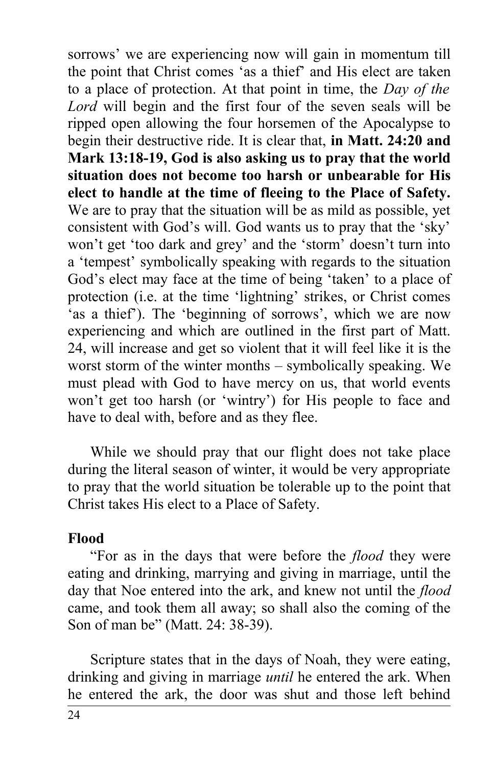sorrows' we are experiencing now will gain in momentum till the point that Christ comes 'as a thief' and His elect are taken to a place of protection. At that point in time, the *Day of the Lord* will begin and the first four of the seven seals will be ripped open allowing the four horsemen of the Apocalypse to begin their destructive ride. It is clear that, **in Matt. 24:20 and Mark 13:18-19, God is also asking us to pray that the world situation does not become too harsh or unbearable for His elect to handle at the time of fleeing to the Place of Safety.** We are to pray that the situation will be as mild as possible, yet consistent with God's will. God wants us to pray that the 'sky' won't get 'too dark and grey' and the 'storm' doesn't turn into a 'tempest' symbolically speaking with regards to the situation God's elect may face at the time of being 'taken' to a place of protection (i.e. at the time 'lightning' strikes, or Christ comes 'as a thief'). The 'beginning of sorrows', which we are now experiencing and which are outlined in the first part of Matt. 24, will increase and get so violent that it will feel like it is the worst storm of the winter months – symbolically speaking. We must plead with God to have mercy on us, that world events won't get too harsh (or 'wintry') for His people to face and have to deal with, before and as they flee.

While we should pray that our flight does not take place during the literal season of winter, it would be very appropriate to pray that the world situation be tolerable up to the point that Christ takes His elect to a Place of Safety.

**Flood**

"For as in the days that were before the *flood* they were eating and drinking, marrying and giving in marriage, until the day that Noe entered into the ark, and knew not until the *flood* came, and took them all away; so shall also the coming of the Son of man be" (Matt. 24: 38-39).

Scripture states that in the days of Noah, they were eating, drinking and giving in marriage *until* he entered the ark. When he entered the ark, the door was shut and those left behind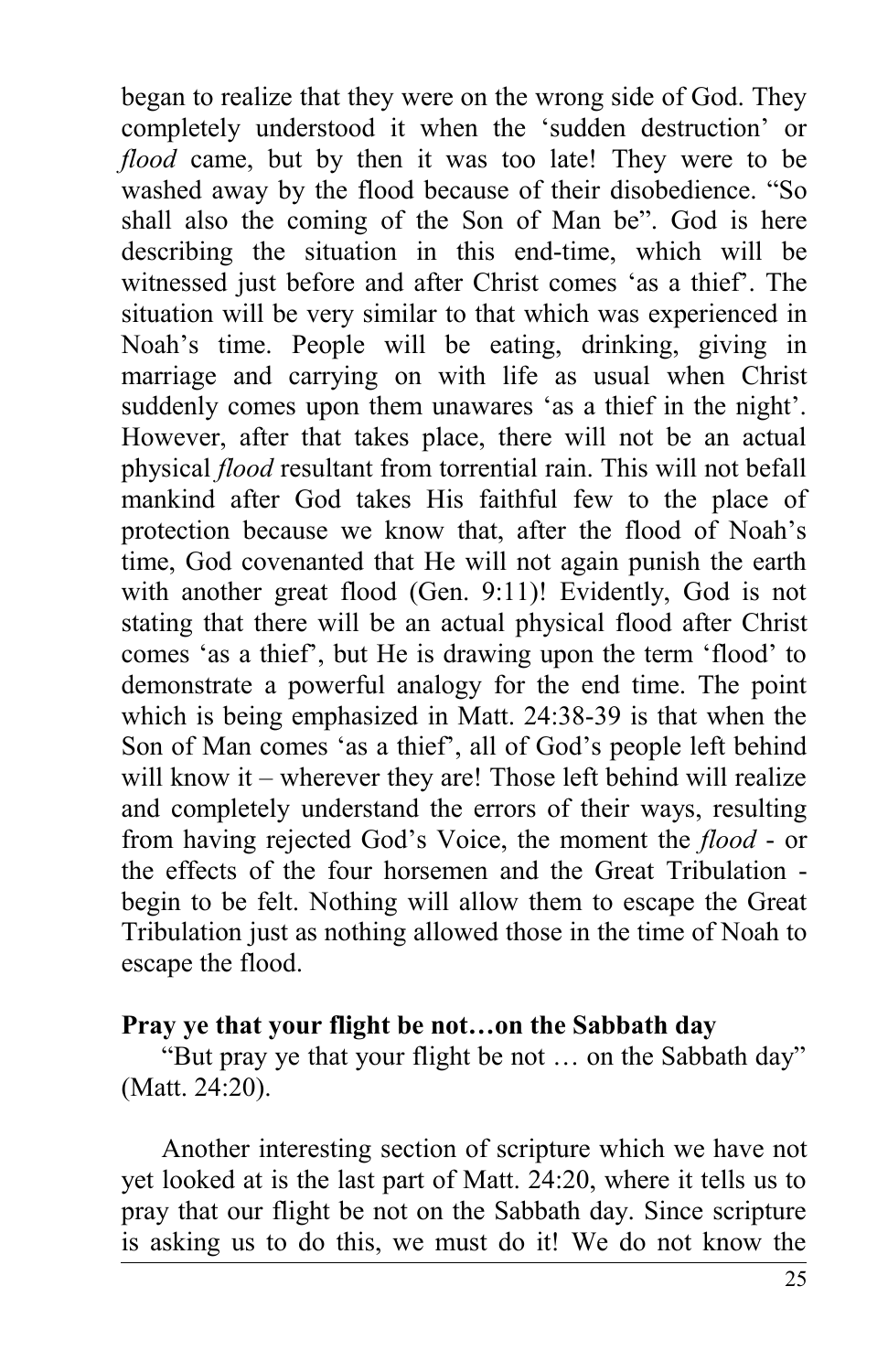began to realize that they were on the wrong side of God. They completely understood it when the 'sudden destruction' or *flood* came, but by then it was too late! They were to be washed away by the flood because of their disobedience. "So shall also the coming of the Son of Man be". God is here describing the situation in this end-time, which will be witnessed just before and after Christ comes 'as a thief'. The situation will be very similar to that which was experienced in Noah's time. People will be eating, drinking, giving in marriage and carrying on with life as usual when Christ suddenly comes upon them unawares 'as a thief in the night'. However, after that takes place, there will not be an actual physical *flood* resultant from torrential rain. This will not befall mankind after God takes His faithful few to the place of protection because we know that, after the flood of Noah's time, God covenanted that He will not again punish the earth with another great flood (Gen. 9:11)! Evidently, God is not stating that there will be an actual physical flood after Christ comes 'as a thief', but He is drawing upon the term 'flood' to demonstrate a powerful analogy for the end time. The point which is being emphasized in Matt. 24:38-39 is that when the Son of Man comes 'as a thief', all of God's people left behind will know it – wherever they are! Those left behind will realize and completely understand the errors of their ways, resulting from having rejected God's Voice, the moment the *flood* - or the effects of the four horsemen and the Great Tribulation - begin to be felt. Nothing will allow them to escape the Great Tribulation just as nothing allowed those in the time of Noah to escape the flood.

**Pray ye that your flight be not…on the Sabbath day**

"But pray ye that your flight be not … on the Sabbath day" (Matt. 24:20).

Another interesting section of scripture which we have not yet looked at is the last part of Matt. 24:20, where it tells us to pray that our flight be not on the Sabbath day. Since scripture is asking us to do this, we must do it! We do not know the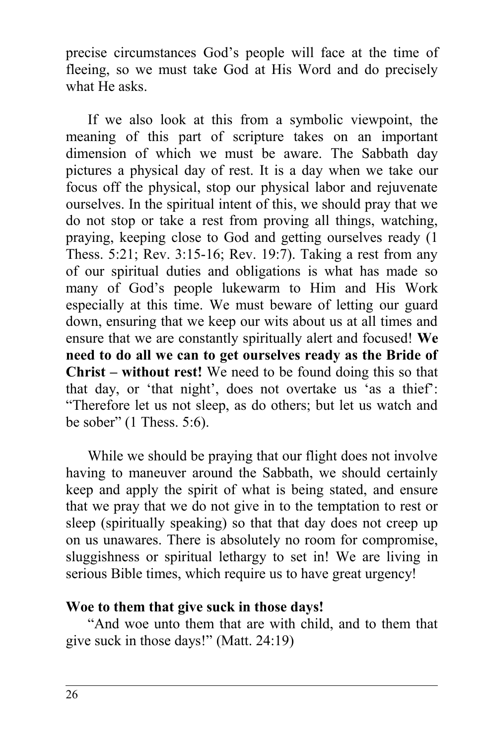precise circumstances God's people will face at the time of fleeing, so we must take God at His Word and do precisely what He asks.

If we also look at this from a symbolic viewpoint, the meaning of this part of scripture takes on an important dimension of which we must be aware. The Sabbath day pictures a physical day of rest. It is a day when we take our focus off the physical, stop our physical labor and rejuvenate ourselves. In the spiritual intent of this, we should pray that we do not stop or take a rest from proving all things, watching, praying, keeping close to God and getting ourselves ready (1 Thess. 5:21; Rev. 3:15-16; Rev. 19:7). Taking a rest from any of our spiritual duties and obligations is what has made so many of God's people lukewarm to Him and His Work especially at this time. We must beware of letting our guard down, ensuring that we keep our wits about us at all times and ensure that we are constantly spiritually alert and focused! **We need to do all we can to get ourselves ready as the Bride of Christ – without rest!** We need to be found doing this so that that day, or 'that night', does not overtake us 'as a thief': "Therefore let us not sleep, as do others; but let us watch and be sober" (1 Thess. 5:6).

While we should be praying that our flight does not involve having to maneuver around the Sabbath, we should certainly keep and apply the spirit of what is being stated, and ensure that we pray that we do not give in to the temptation to rest or sleep (spiritually speaking) so that that day does not creep up on us unawares. There is absolutely no room for compromise, sluggishness or spiritual lethargy to set in! We are living in serious Bible times, which require us to have great urgency!

**Woe to them that give suck in those days!**

"And woe unto them that are with child, and to them that give suck in those days!" (Matt. 24:19)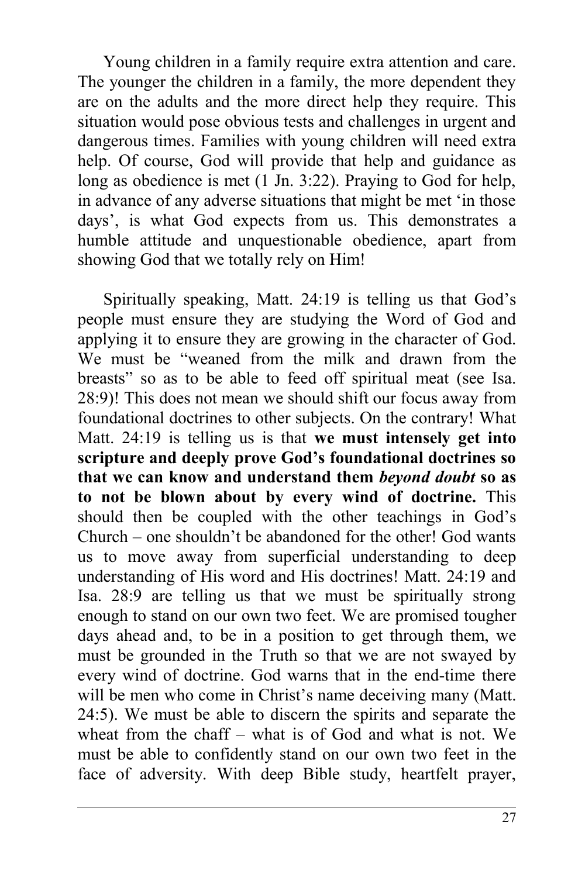Young children in a family require extra attention and care. The younger the children in a family, the more dependent they are on the adults and the more direct help they require. This situation would pose obvious tests and challenges in urgent and dangerous times. Families with young children will need extra help. Of course, God will provide that help and guidance as long as obedience is met (1 Jn. 3:22). Praying to God for help, in advance of any adverse situations that might be met 'in those days', is what God expects from us. This demonstrates a humble attitude and unquestionable obedience, apart from showing God that we totally rely on Him!

Spiritually speaking, Matt. 24:19 is telling us that God's people must ensure they are studying the Word of God and applying it to ensure they are growing in the character of God. We must be "weaned from the milk and drawn from the breasts" so as to be able to feed off spiritual meat (see Isa. 28:9)! This does not mean we should shift our focus away from foundational doctrines to other subjects. On the contrary! What Matt. 24:19 is telling us is that **we must intensely get into scripture and deeply prove God's foundational doctrines so that we can know and understand them *beyond doubt* so as to not be blown about by every wind of doctrine.** This should then be coupled with the other teachings in God's Church – one shouldn't be abandoned for the other! God wants us to move away from superficial understanding to deep understanding of His word and His doctrines! Matt. 24:19 and Isa. 28:9 are telling us that we must be spiritually strong enough to stand on our own two feet. We are promised tougher days ahead and, to be in a position to get through them, we must be grounded in the Truth so that we are not swayed by every wind of doctrine. God warns that in the end-time there will be men who come in Christ's name deceiving many (Matt. 24:5). We must be able to discern the spirits and separate the wheat from the chaff – what is of God and what is not. We must be able to confidently stand on our own two feet in the face of adversity. With deep Bible study, heartfelt prayer,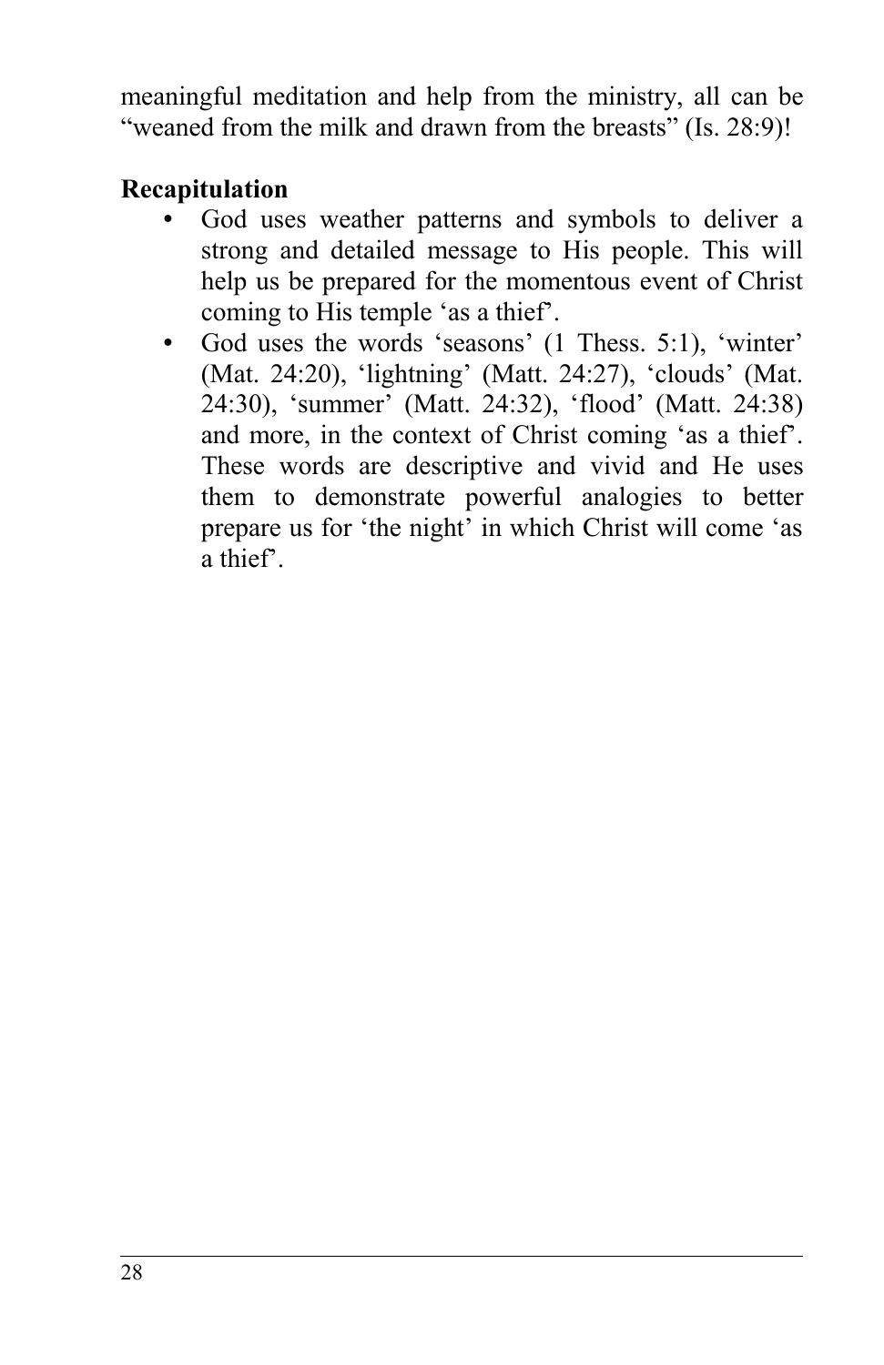meaningful meditation and help from the ministry, all can be "weaned from the milk and drawn from the breasts" (Is. 28:9)!

**Recapitulation**

- God uses weather patterns and symbols to deliver a strong and detailed message to His people. This will help us be prepared for the momentous event of Christ coming to His temple 'as a thief'.
- God uses the words 'seasons' (1 Thess. 5:1), 'winter' (Mat. 24:20), 'lightning' (Matt. 24:27), 'clouds' (Mat. 24:30), 'summer' (Matt. 24:32), 'flood' (Matt. 24:38) and more, in the context of Christ coming 'as a thief'. These words are descriptive and vivid and He uses them to demonstrate powerful analogies to better prepare us for 'the night' in which Christ will come 'as a thief'.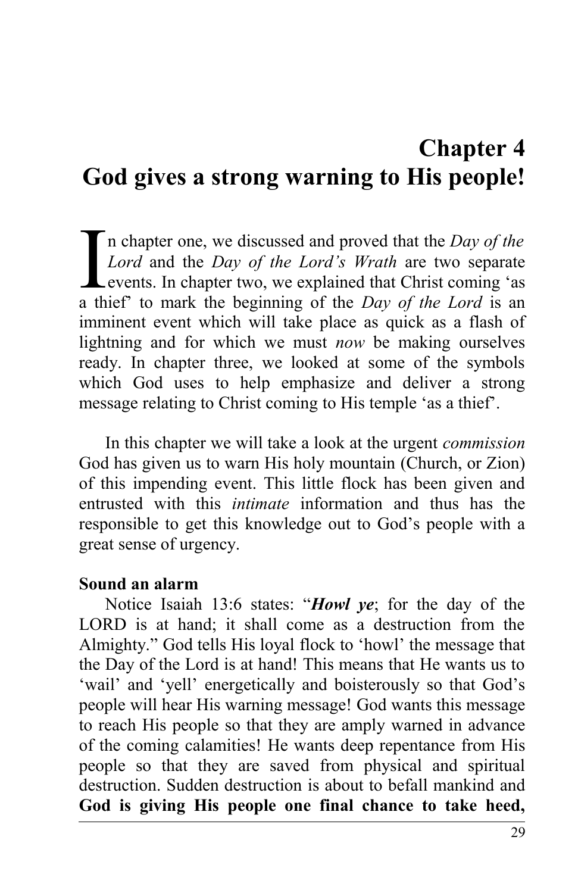# Chapter 4
# God gives a strong warning to His people!

In chapter one, we discussed and proved that the *Day of the Lord* and the *Day of the Lord's Wrath* are two separate events. In chapter two, we explained that Christ coming 'as a thief' to mark the beginning of the *Day of the Lord* is an imminent event which will take place as quick as a flash of lightning and for which we must *now* be making ourselves ready. In chapter three, we looked at some of the symbols which God uses to help emphasize and deliver a strong message relating to Christ coming to His temple 'as a thief'.

In this chapter we will take a look at the urgent *commission* God has given us to warn His holy mountain (Church, or Zion) of this impending event. This little flock has been given and entrusted with this *intimate* information and thus has the responsible to get this knowledge out to God's people with a great sense of urgency.

**Sound an alarm**

Notice Isaiah 13:6 states: "***Howl ye***; for the day of the LORD is at hand; it shall come as a destruction from the Almighty." God tells His loyal flock to 'howl' the message that the Day of the Lord is at hand! This means that He wants us to 'wail' and 'yell' energetically and boisterously so that God's people will hear His warning message! God wants this message to reach His people so that they are amply warned in advance of the coming calamities! He wants deep repentance from His people so that they are saved from physical and spiritual destruction. Sudden destruction is about to befall mankind and **God is giving His people one final chance to take heed,**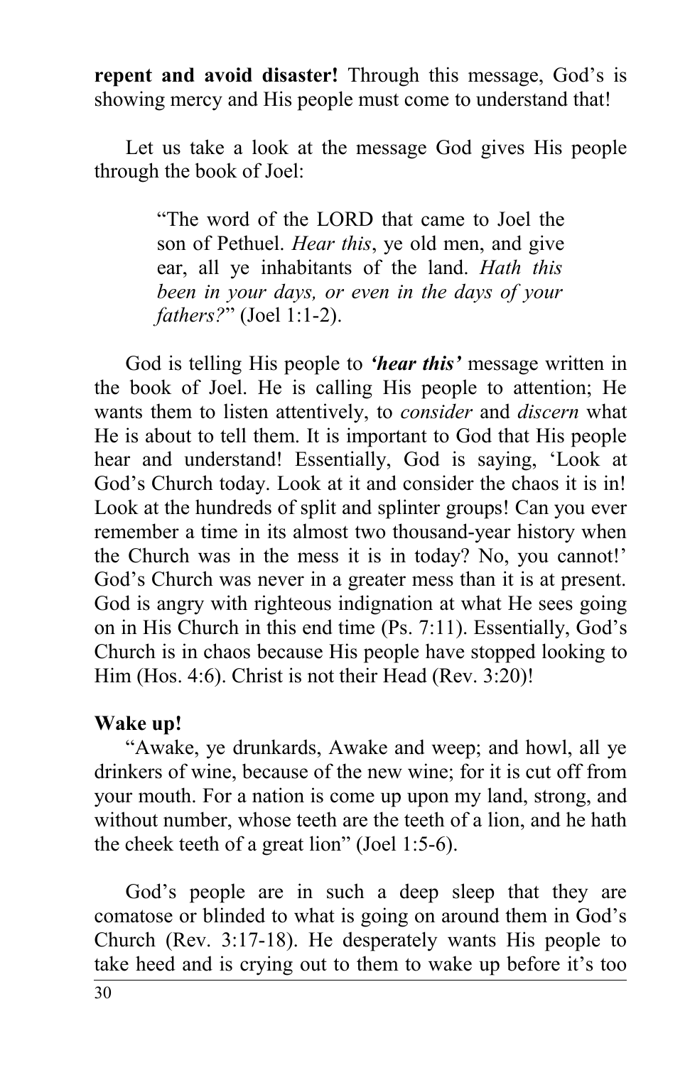**repent and avoid disaster!** Through this message, God's is showing mercy and His people must come to understand that!

Let us take a look at the message God gives His people through the book of Joel:

> "The word of the LORD that came to Joel the son of Pethuel. *Hear this*, ye old men, and give ear, all ye inhabitants of the land. *Hath this been in your days, or even in the days of your fathers?*" (Joel 1:1-2).

God is telling His people to ***'hear this'*** message written in the book of Joel. He is calling His people to attention; He wants them to listen attentively, to *consider* and *discern* what He is about to tell them. It is important to God that His people hear and understand! Essentially, God is saying, 'Look at God's Church today. Look at it and consider the chaos it is in! Look at the hundreds of split and splinter groups! Can you ever remember a time in its almost two thousand-year history when the Church was in the mess it is in today? No, you cannot!' God's Church was never in a greater mess than it is at present. God is angry with righteous indignation at what He sees going on in His Church in this end time (Ps. 7:11). Essentially, God's Church is in chaos because His people have stopped looking to Him (Hos. 4:6). Christ is not their Head (Rev. 3:20)!

**Wake up!**

"Awake, ye drunkards, Awake and weep; and howl, all ye drinkers of wine, because of the new wine; for it is cut off from your mouth. For a nation is come up upon my land, strong, and without number, whose teeth are the teeth of a lion, and he hath the cheek teeth of a great lion" (Joel 1:5-6).

God's people are in such a deep sleep that they are comatose or blinded to what is going on around them in God's Church (Rev. 3:17-18). He desperately wants His people to take heed and is crying out to them to wake up before it's too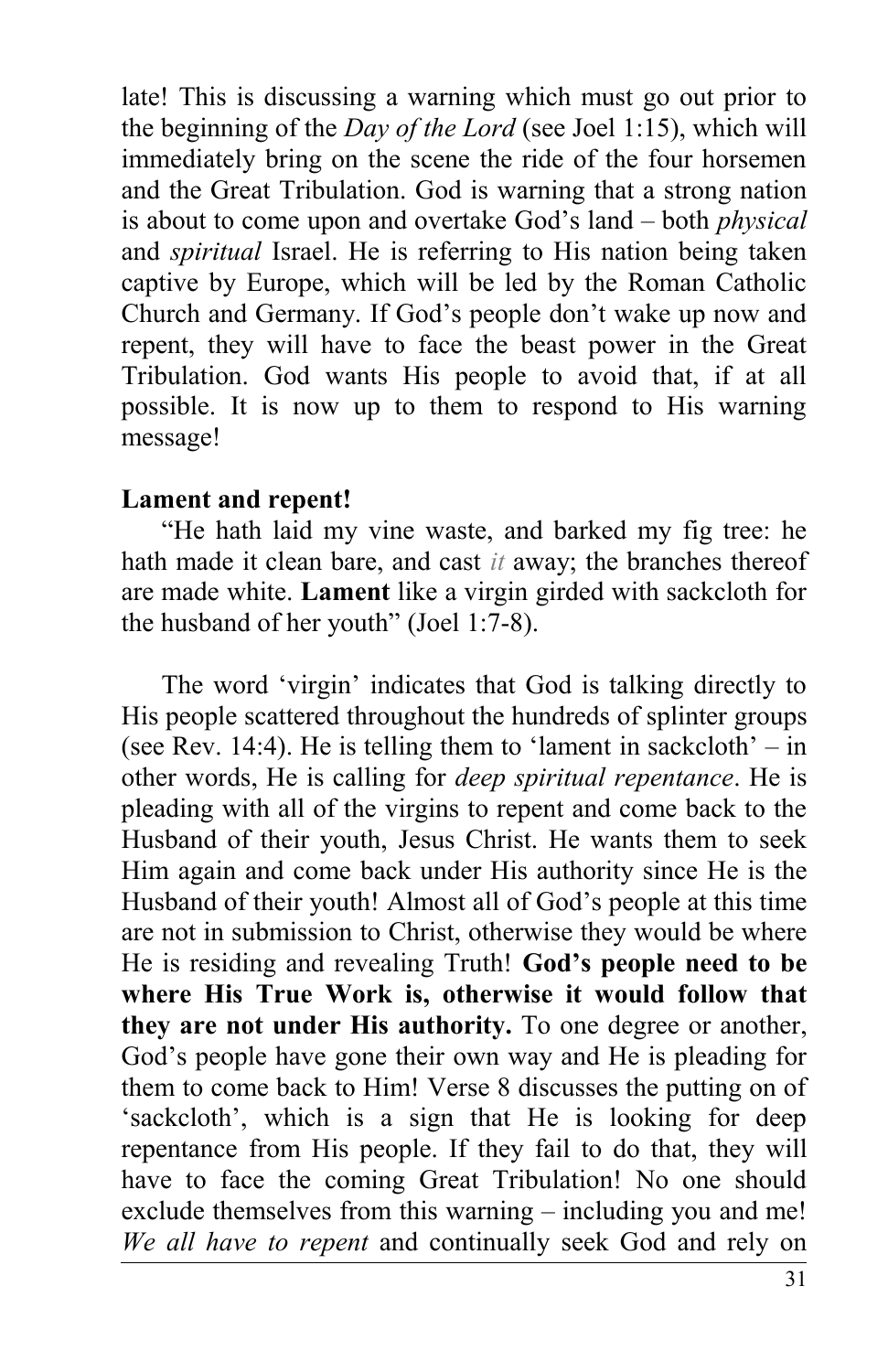late! This is discussing a warning which must go out prior to the beginning of the *Day of the Lord* (see Joel 1:15), which will immediately bring on the scene the ride of the four horsemen and the Great Tribulation. God is warning that a strong nation is about to come upon and overtake God's land – both *physical* and *spiritual* Israel. He is referring to His nation being taken captive by Europe, which will be led by the Roman Catholic Church and Germany. If God's people don't wake up now and repent, they will have to face the beast power in the Great Tribulation. God wants His people to avoid that, if at all possible. It is now up to them to respond to His warning message!

**Lament and repent!**

"He hath laid my vine waste, and barked my fig tree: he hath made it clean bare, and cast *it* away; the branches thereof are made white. **Lament** like a virgin girded with sackcloth for the husband of her youth" (Joel 1:7-8).

The word 'virgin' indicates that God is talking directly to His people scattered throughout the hundreds of splinter groups (see Rev. 14:4). He is telling them to 'lament in sackcloth' – in other words, He is calling for *deep spiritual repentance*. He is pleading with all of the virgins to repent and come back to the Husband of their youth, Jesus Christ. He wants them to seek Him again and come back under His authority since He is the Husband of their youth! Almost all of God's people at this time are not in submission to Christ, otherwise they would be where He is residing and revealing Truth! **God's people need to be where His True Work is, otherwise it would follow that they are not under His authority.** To one degree or another, God's people have gone their own way and He is pleading for them to come back to Him! Verse 8 discusses the putting on of 'sackcloth', which is a sign that He is looking for deep repentance from His people. If they fail to do that, they will have to face the coming Great Tribulation! No one should exclude themselves from this warning – including you and me! *We all have to repent* and continually seek God and rely on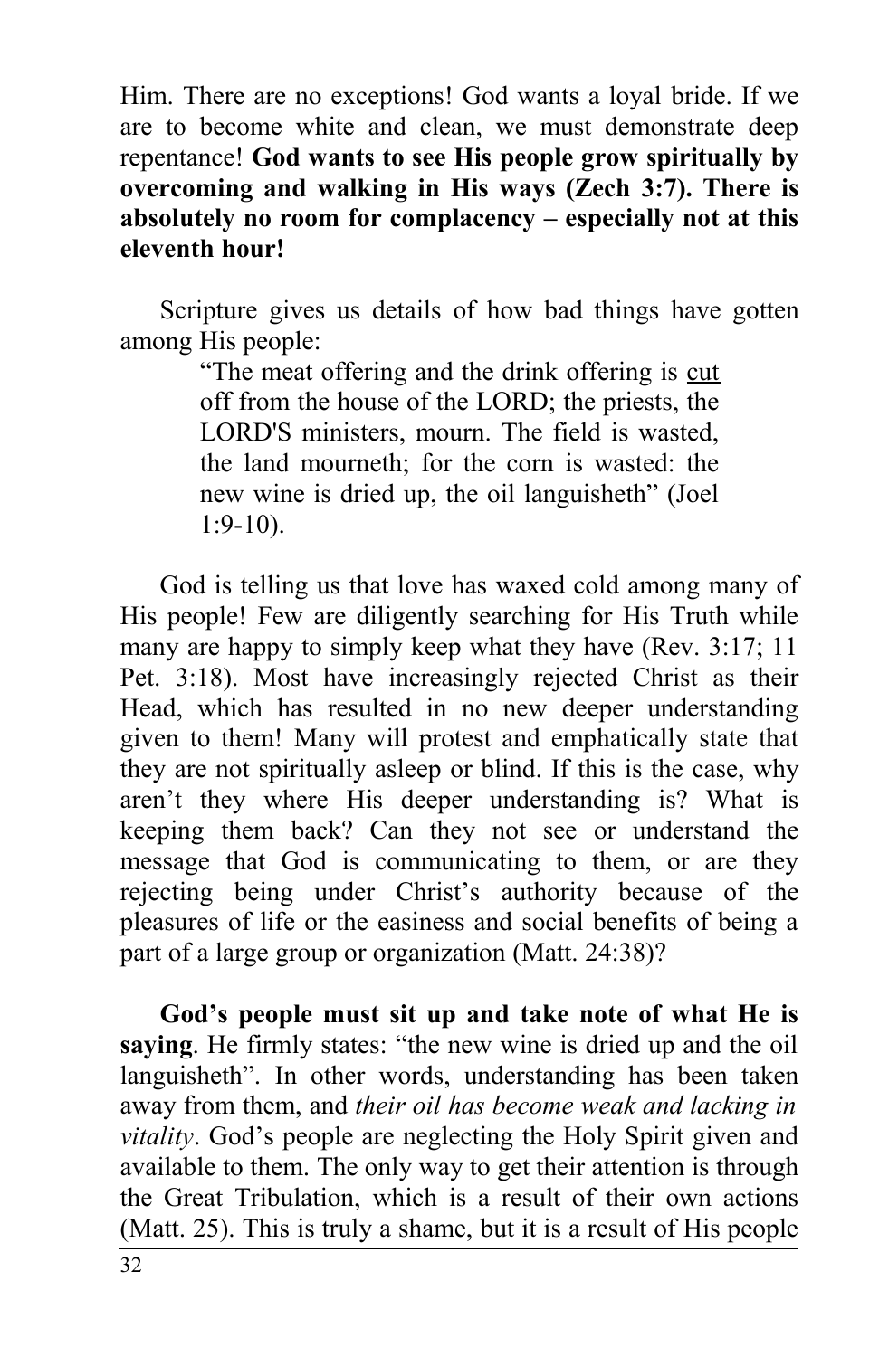Him. There are no exceptions! God wants a loyal bride. If we are to become white and clean, we must demonstrate deep repentance! **God wants to see His people grow spiritually by overcoming and walking in His ways (Zech 3:7). There is absolutely no room for complacency – especially not at this eleventh hour!**

Scripture gives us details of how bad things have gotten among His people:

> "The meat offering and the drink offering is <u>cut off</u> from the house of the LORD; the priests, the LORD'S ministers, mourn. The field is wasted, the land mourneth; for the corn is wasted: the new wine is dried up, the oil languisheth" (Joel 1:9-10).

God is telling us that love has waxed cold among many of His people! Few are diligently searching for His Truth while many are happy to simply keep what they have (Rev. 3:17; 11 Pet. 3:18). Most have increasingly rejected Christ as their Head, which has resulted in no new deeper understanding given to them! Many will protest and emphatically state that they are not spiritually asleep or blind. If this is the case, why aren't they where His deeper understanding is? What is keeping them back? Can they not see or understand the message that God is communicating to them, or are they rejecting being under Christ's authority because of the pleasures of life or the easiness and social benefits of being a part of a large group or organization (Matt. 24:38)?

**God's people must sit up and take note of what He is saying**. He firmly states: "the new wine is dried up and the oil languisheth". In other words, understanding has been taken away from them, and *their oil has become weak and lacking in vitality*. God's people are neglecting the Holy Spirit given and available to them. The only way to get their attention is through the Great Tribulation, which is a result of their own actions (Matt. 25). This is truly a shame, but it is a result of His people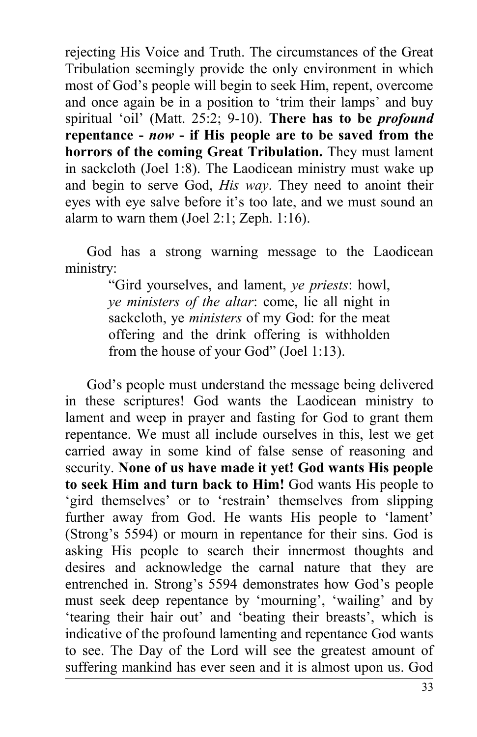rejecting His Voice and Truth. The circumstances of the Great Tribulation seemingly provide the only environment in which most of God's people will begin to seek Him, repent, overcome and once again be in a position to 'trim their lamps' and buy spiritual 'oil' (Matt. 25:2; 9-10). **There has to be *profound* repentance - *now* - if His people are to be saved from the horrors of the coming Great Tribulation.** They must lament in sackcloth (Joel 1:8). The Laodicean ministry must wake up and begin to serve God, *His way*. They need to anoint their eyes with eye salve before it's too late, and we must sound an alarm to warn them (Joel 2:1; Zeph. 1:16).

God has a strong warning message to the Laodicean ministry:

> "Gird yourselves, and lament, *ye priests*: howl, *ye ministers of the altar*: come, lie all night in sackcloth, ye *ministers* of my God: for the meat offering and the drink offering is withholden from the house of your God" (Joel 1:13).

God's people must understand the message being delivered in these scriptures! God wants the Laodicean ministry to lament and weep in prayer and fasting for God to grant them repentance. We must all include ourselves in this, lest we get carried away in some kind of false sense of reasoning and security. **None of us have made it yet! God wants His people to seek Him and turn back to Him!** God wants His people to 'gird themselves' or to 'restrain' themselves from slipping further away from God. He wants His people to 'lament' (Strong's 5594) or mourn in repentance for their sins. God is asking His people to search their innermost thoughts and desires and acknowledge the carnal nature that they are entrenched in. Strong's 5594 demonstrates how God's people must seek deep repentance by 'mourning', 'wailing' and by 'tearing their hair out' and 'beating their breasts', which is indicative of the profound lamenting and repentance God wants to see. The Day of the Lord will see the greatest amount of suffering mankind has ever seen and it is almost upon us. God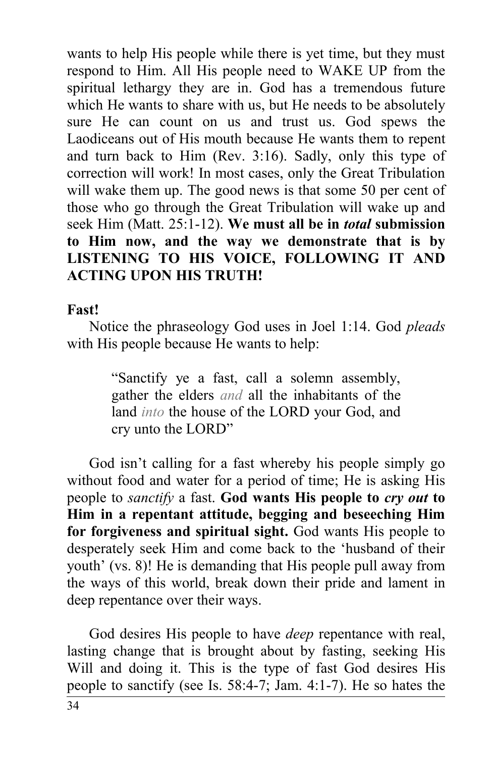wants to help His people while there is yet time, but they must respond to Him. All His people need to WAKE UP from the spiritual lethargy they are in. God has a tremendous future which He wants to share with us, but He needs to be absolutely sure He can count on us and trust us. God spews the Laodiceans out of His mouth because He wants them to repent and turn back to Him (Rev. 3:16). Sadly, only this type of correction will work! In most cases, only the Great Tribulation will wake them up. The good news is that some 50 per cent of those who go through the Great Tribulation will wake up and seek Him (Matt. 25:1-12). **We must all be in *total* submission to Him now, and the way we demonstrate that is by LISTENING TO HIS VOICE, FOLLOWING IT AND ACTING UPON HIS TRUTH!**

**Fast!**

Notice the phraseology God uses in Joel 1:14. God *pleads* with His people because He wants to help:

> "Sanctify ye a fast, call a solemn assembly, gather the elders *and* all the inhabitants of the land *into* the house of the LORD your God, and cry unto the LORD"

God isn't calling for a fast whereby his people simply go without food and water for a period of time; He is asking His people to *sanctify* a fast. **God wants His people to *cry out* to Him in a repentant attitude, begging and beseeching Him for forgiveness and spiritual sight.** God wants His people to desperately seek Him and come back to the 'husband of their youth' (vs. 8)! He is demanding that His people pull away from the ways of this world, break down their pride and lament in deep repentance over their ways.

God desires His people to have *deep* repentance with real, lasting change that is brought about by fasting, seeking His Will and doing it. This is the type of fast God desires His people to sanctify (see Is. 58:4-7; Jam. 4:1-7). He so hates the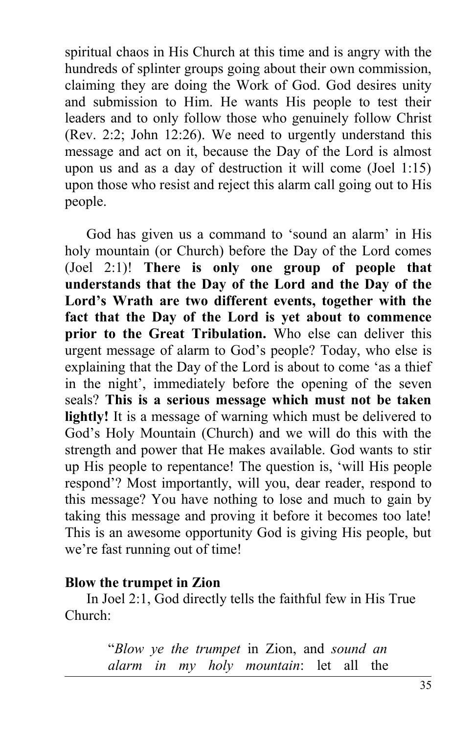spiritual chaos in His Church at this time and is angry with the hundreds of splinter groups going about their own commission, claiming they are doing the Work of God. God desires unity and submission to Him. He wants His people to test their leaders and to only follow those who genuinely follow Christ (Rev. 2:2; John 12:26). We need to urgently understand this message and act on it, because the Day of the Lord is almost upon us and as a day of destruction it will come (Joel 1:15) upon those who resist and reject this alarm call going out to His people.

God has given us a command to 'sound an alarm' in His holy mountain (or Church) before the Day of the Lord comes (Joel 2:1)! **There is only one group of people that understands that the Day of the Lord and the Day of the Lord's Wrath are two different events, together with the fact that the Day of the Lord is yet about to commence prior to the Great Tribulation.** Who else can deliver this urgent message of alarm to God's people? Today, who else is explaining that the Day of the Lord is about to come 'as a thief in the night', immediately before the opening of the seven seals? **This is a serious message which must not be taken lightly!** It is a message of warning which must be delivered to God's Holy Mountain (Church) and we will do this with the strength and power that He makes available. God wants to stir up His people to repentance! The question is, 'will His people respond'? Most importantly, will you, dear reader, respond to this message? You have nothing to lose and much to gain by taking this message and proving it before it becomes too late! This is an awesome opportunity God is giving His people, but we're fast running out of time!

**Blow the trumpet in Zion**

In Joel 2:1, God directly tells the faithful few in His True Church:

> "*Blow ye the trumpet* in Zion, and *sound an alarm in my holy mountain*: let all the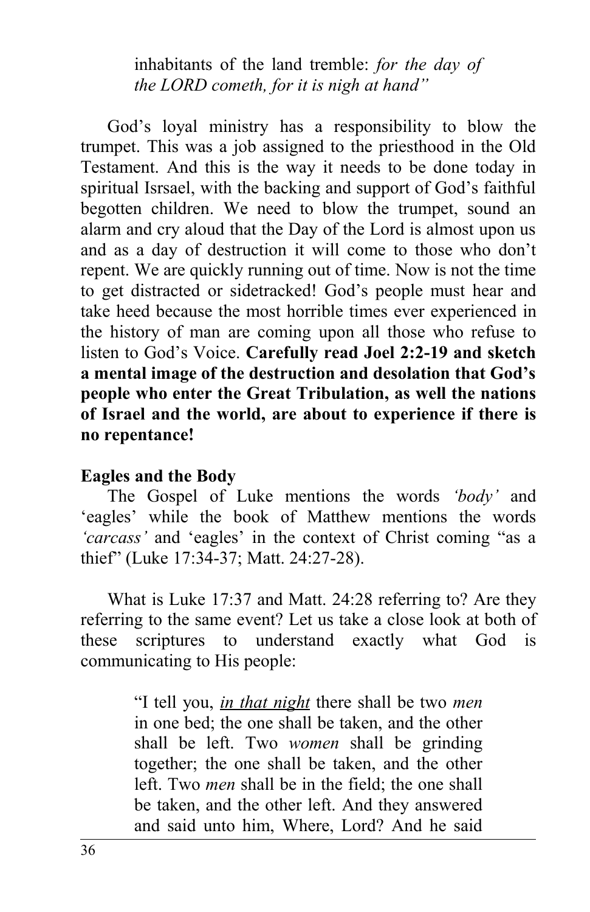> inhabitants of the land tremble: *for the day of the LORD cometh, for it is nigh at hand"*

God's loyal ministry has a responsibility to blow the trumpet. This was a job assigned to the priesthood in the Old Testament. And this is the way it needs to be done today in spiritual Isrsael, with the backing and support of God's faithful begotten children. We need to blow the trumpet, sound an alarm and cry aloud that the Day of the Lord is almost upon us and as a day of destruction it will come to those who don't repent. We are quickly running out of time. Now is not the time to get distracted or sidetracked! God's people must hear and take heed because the most horrible times ever experienced in the history of man are coming upon all those who refuse to listen to God's Voice. **Carefully read Joel 2:2-19 and sketch a mental image of the destruction and desolation that God's people who enter the Great Tribulation, as well the nations of Israel and the world, are about to experience if there is no repentance!**

**Eagles and the Body**

The Gospel of Luke mentions the words *'body'* and 'eagles' while the book of Matthew mentions the words *'carcass'* and 'eagles' in the context of Christ coming "as a thief" (Luke 17:34-37; Matt. 24:27-28).

What is Luke 17:37 and Matt. 24:28 referring to? Are they referring to the same event? Let us take a close look at both of these scriptures to understand exactly what God is communicating to His people:

> "I tell you, <u>*in that night*</u> there shall be two *men* in one bed; the one shall be taken, and the other shall be left. Two *women* shall be grinding together; the one shall be taken, and the other left. Two *men* shall be in the field; the one shall be taken, and the other left. And they answered and said unto him, Where, Lord? And he said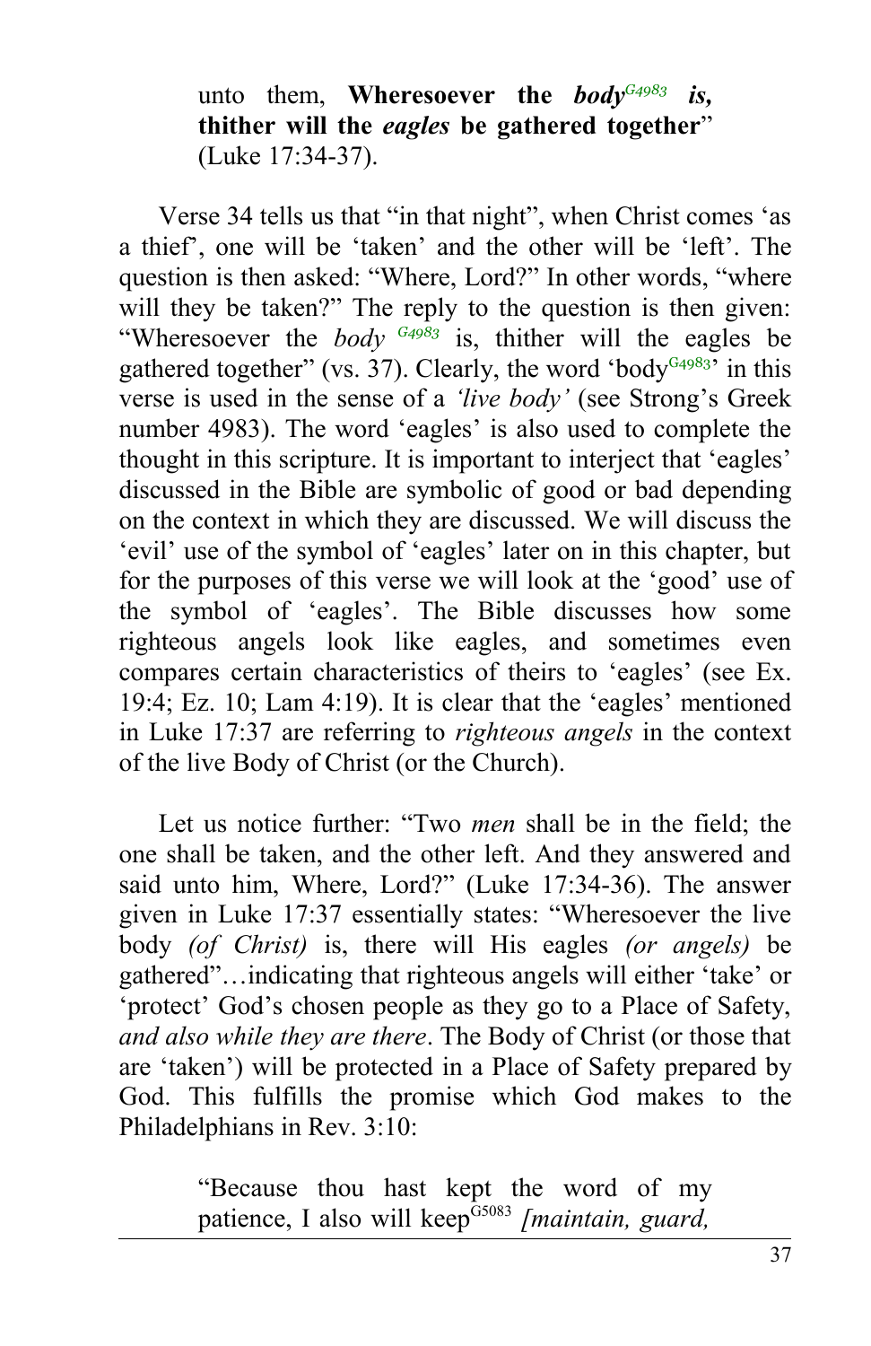> unto them, **Wheresoever the *body*[G4983] *is,* thither will the *eagles* be gathered together**" (Luke 17:34-37).

Verse 34 tells us that "in that night", when Christ comes 'as a thief', one will be 'taken' and the other will be 'left'. The question is then asked: "Where, Lord?" In other words, "where will they be taken?" The reply to the question is then given: "Wheresoever the *body* [G4983] is, thither will the eagles be gathered together" (vs. 37). Clearly, the word 'body[G4983]' in this verse is used in the sense of a *'live body'* (see Strong's Greek number 4983). The word 'eagles' is also used to complete the thought in this scripture. It is important to interject that 'eagles' discussed in the Bible are symbolic of good or bad depending on the context in which they are discussed. We will discuss the 'evil' use of the symbol of 'eagles' later on in this chapter, but for the purposes of this verse we will look at the 'good' use of the symbol of 'eagles'. The Bible discusses how some righteous angels look like eagles, and sometimes even compares certain characteristics of theirs to 'eagles' (see Ex. 19:4; Ez. 10; Lam 4:19). It is clear that the 'eagles' mentioned in Luke 17:37 are referring to *righteous angels* in the context of the live Body of Christ (or the Church).

Let us notice further: "Two *men* shall be in the field; the one shall be taken, and the other left. And they answered and said unto him, Where, Lord?" (Luke 17:34-36). The answer given in Luke 17:37 essentially states: "Wheresoever the live body *(of Christ)* is, there will His eagles *(or angels)* be gathered"…indicating that righteous angels will either 'take' or 'protect' God's chosen people as they go to a Place of Safety, *and also while they are there*. The Body of Christ (or those that are 'taken') will be protected in a Place of Safety prepared by God. This fulfills the promise which God makes to the Philadelphians in Rev. 3:10:

> "Because thou hast kept the word of my patience, I also will keep[G5083] *[maintain, guard,*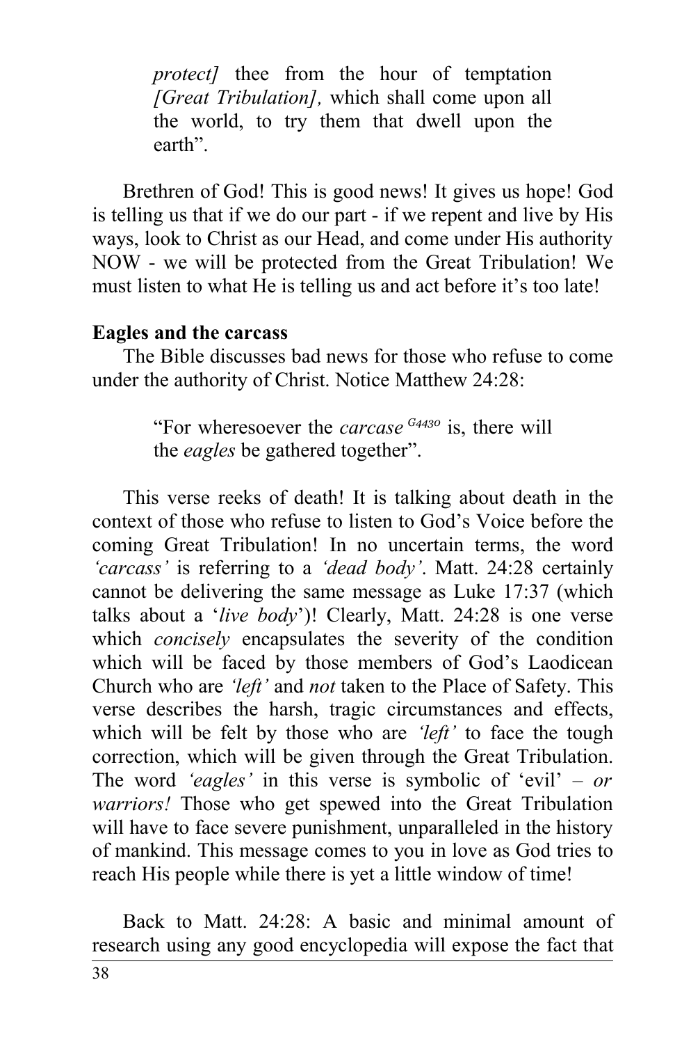> *protect]* thee from the hour of temptation *[Great Tribulation],* which shall come upon all the world, to try them that dwell upon the earth".

Brethren of God! This is good news! It gives us hope! God is telling us that if we do our part - if we repent and live by His ways, look to Christ as our Head, and come under His authority NOW - we will be protected from the Great Tribulation! We must listen to what He is telling us and act before it's too late!

**Eagles and the carcass**

The Bible discusses bad news for those who refuse to come under the authority of Christ. Notice Matthew 24:28:

> "For wheresoever the *carcase* [G4430] is, there will the *eagles* be gathered together".

This verse reeks of death! It is talking about death in the context of those who refuse to listen to God's Voice before the coming Great Tribulation! In no uncertain terms, the word *'carcass'* is referring to a *'dead body'*. Matt. 24:28 certainly cannot be delivering the same message as Luke 17:37 (which talks about a '*live body*')! Clearly, Matt. 24:28 is one verse which *concisely* encapsulates the severity of the condition which will be faced by those members of God's Laodicean Church who are *'left'* and *not* taken to the Place of Safety. This verse describes the harsh, tragic circumstances and effects, which will be felt by those who are *'left'* to face the tough correction, which will be given through the Great Tribulation. The word *'eagles'* in this verse is symbolic of 'evil' – *or warriors!* Those who get spewed into the Great Tribulation will have to face severe punishment, unparalleled in the history of mankind. This message comes to you in love as God tries to reach His people while there is yet a little window of time!

Back to Matt. 24:28: A basic and minimal amount of research using any good encyclopedia will expose the fact that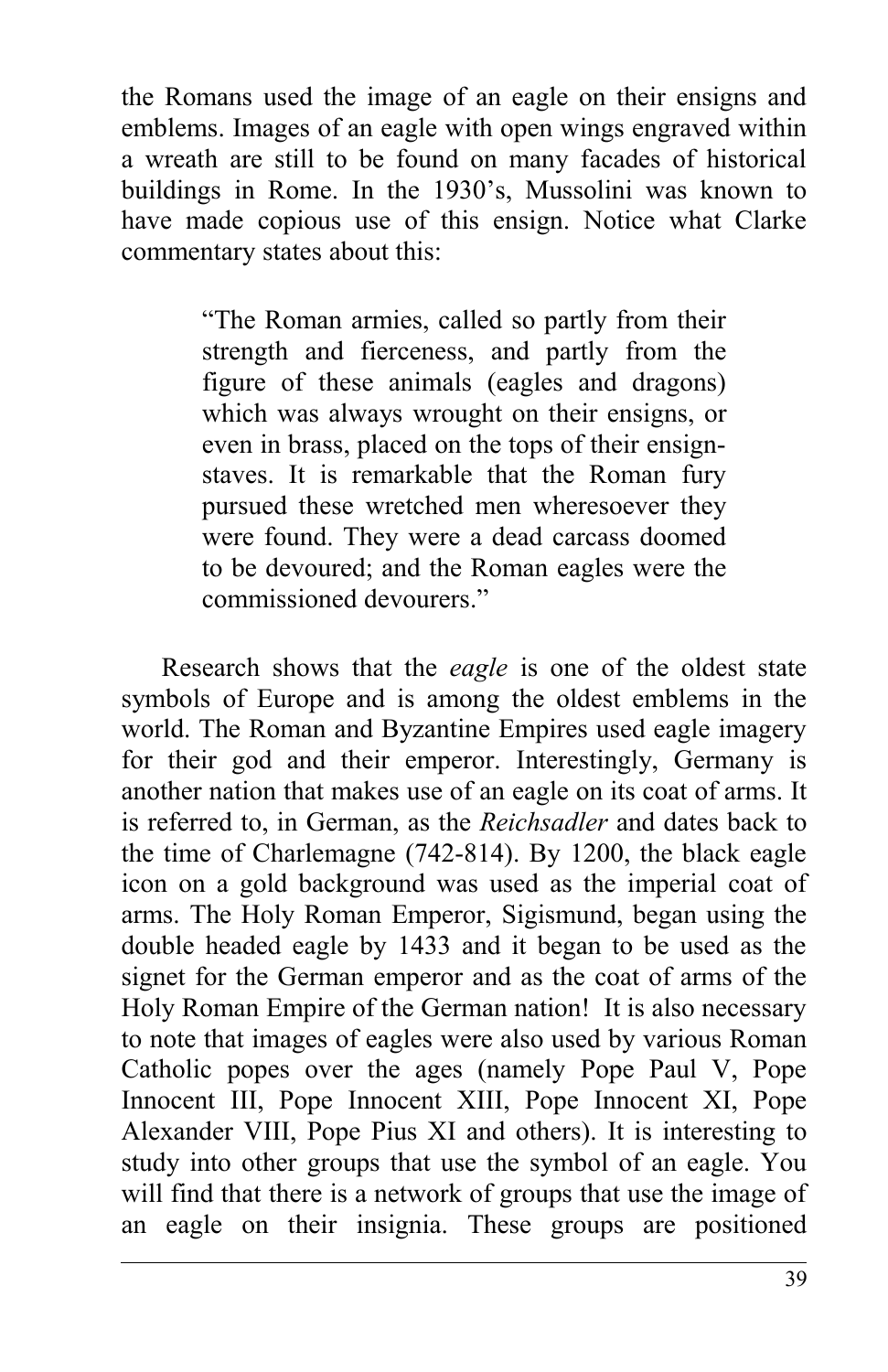the Romans used the image of an eagle on their ensigns and emblems. Images of an eagle with open wings engraved within a wreath are still to be found on many facades of historical buildings in Rome. In the 1930's, Mussolini was known to have made copious use of this ensign. Notice what Clarke commentary states about this:

> "The Roman armies, called so partly from their strength and fierceness, and partly from the figure of these animals (eagles and dragons) which was always wrought on their ensigns, or even in brass, placed on the tops of their ensign-staves. It is remarkable that the Roman fury pursued these wretched men wheresoever they were found. They were a dead carcass doomed to be devoured; and the Roman eagles were the commissioned devourers."

Research shows that the *eagle* is one of the oldest state symbols of Europe and is among the oldest emblems in the world. The Roman and Byzantine Empires used eagle imagery for their god and their emperor. Interestingly, Germany is another nation that makes use of an eagle on its coat of arms. It is referred to, in German, as the *Reichsadler* and dates back to the time of Charlemagne (742-814). By 1200, the black eagle icon on a gold background was used as the imperial coat of arms. The Holy Roman Emperor, Sigismund, began using the double headed eagle by 1433 and it began to be used as the signet for the German emperor and as the coat of arms of the Holy Roman Empire of the German nation! It is also necessary to note that images of eagles were also used by various Roman Catholic popes over the ages (namely Pope Paul V, Pope Innocent III, Pope Innocent XIII, Pope Innocent XI, Pope Alexander VIII, Pope Pius XI and others). It is interesting to study into other groups that use the symbol of an eagle. You will find that there is a network of groups that use the image of an eagle on their insignia. These groups are positioned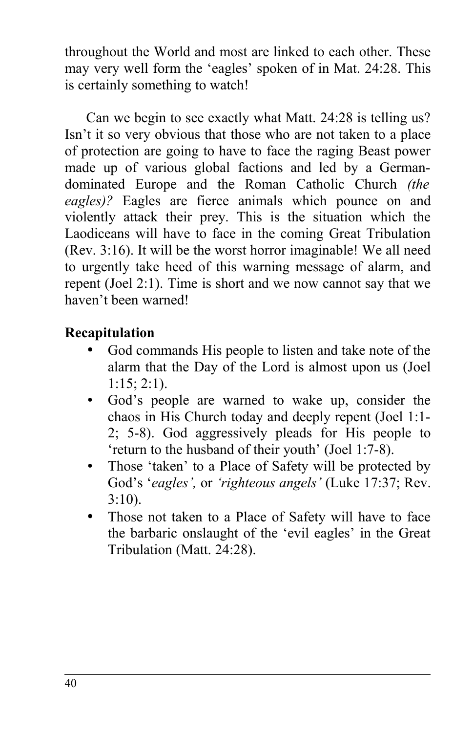throughout the World and most are linked to each other. These may very well form the 'eagles' spoken of in Mat. 24:28. This is certainly something to watch!

Can we begin to see exactly what Matt. 24:28 is telling us? Isn't it so very obvious that those who are not taken to a place of protection are going to have to face the raging Beast power made up of various global factions and led by a German-dominated Europe and the Roman Catholic Church *(the eagles)?* Eagles are fierce animals which pounce on and violently attack their prey. This is the situation which the Laodiceans will have to face in the coming Great Tribulation (Rev. 3:16). It will be the worst horror imaginable! We all need to urgently take heed of this warning message of alarm, and repent (Joel 2:1). Time is short and we now cannot say that we haven't been warned!

**Recapitulation**

- God commands His people to listen and take note of the alarm that the Day of the Lord is almost upon us (Joel 1:15; 2:1).
- God's people are warned to wake up, consider the chaos in His Church today and deeply repent (Joel 1:1-2; 5-8). God aggressively pleads for His people to 'return to the husband of their youth' (Joel 1:7-8).
- Those 'taken' to a Place of Safety will be protected by God's '*eagles',* or *'righteous angels'* (Luke 17:37; Rev. 3:10).
- Those not taken to a Place of Safety will have to face the barbaric onslaught of the 'evil eagles' in the Great Tribulation (Matt. 24:28).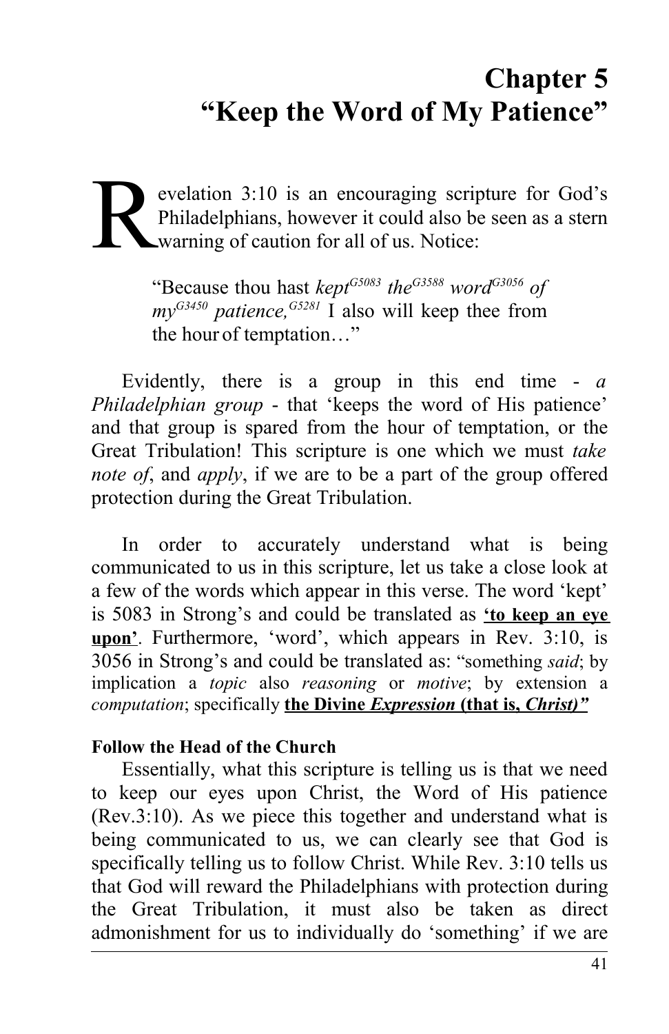# Chapter 5
# “Keep the Word of My Patience”

Revelation 3:10 is an encouraging scripture for God’s Philadelphians, however it could also be seen as a stern warning of caution for all of us. Notice:

> “Because thou hast *kept*[G5083] *the*[G3588] *word*[G3056] *of my*[G3450] *patience,*[G5281] I also will keep thee from the hour of temptation…”

Evidently, there is a group in this end time - *a Philadelphian group* - that ‘keeps the word of His patience’ and that group is spared from the hour of temptation, or the Great Tribulation! This scripture is one which we must *take note of*, and *apply*, if we are to be a part of the group offered protection during the Great Tribulation.

In order to accurately understand what is being communicated to us in this scripture, let us take a close look at a few of the words which appear in this verse. The word ‘kept’ is 5083 in Strong’s and could be translated as **‘to keep an eye upon’**. Furthermore, ‘word’, which appears in Rev. 3:10, is 3056 in Strong’s and could be translated as: “something *said*; by implication a *topic* also *reasoning* or *motive*; by extension a *computation*; specifically **the Divine *Expression* (that is, *Christ)”***

**Follow the Head of the Church**

Essentially, what this scripture is telling us is that we need to keep our eyes upon Christ, the Word of His patience (Rev.3:10). As we piece this together and understand what is being communicated to us, we can clearly see that God is specifically telling us to follow Christ. While Rev. 3:10 tells us that God will reward the Philadelphians with protection during the Great Tribulation, it must also be taken as direct admonishment for us to individually do ‘something’ if we are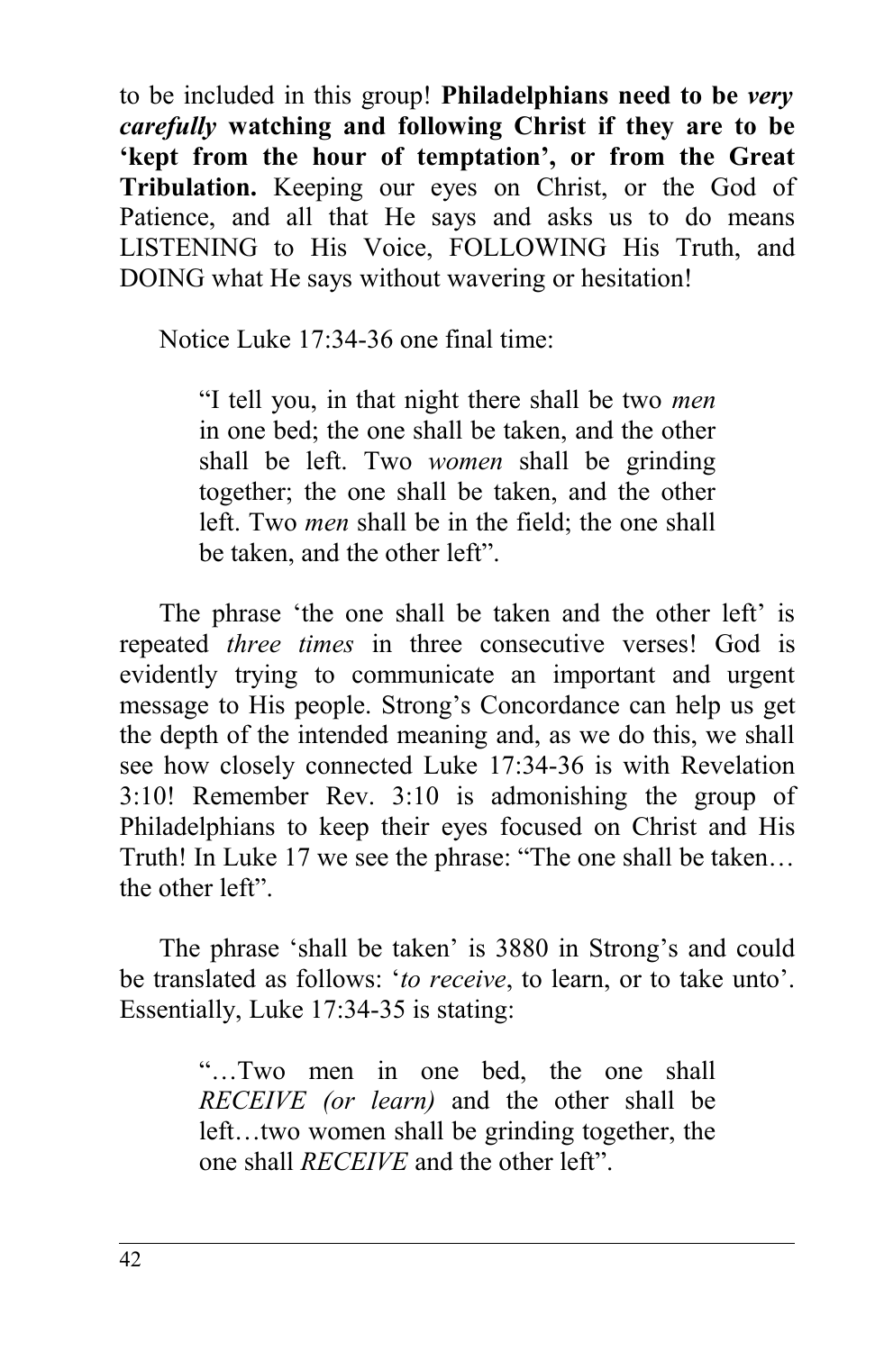to be included in this group! **Philadelphians need to be *very carefully* watching and following Christ if they are to be 'kept from the hour of temptation', or from the Great Tribulation.** Keeping our eyes on Christ, or the God of Patience, and all that He says and asks us to do means LISTENING to His Voice, FOLLOWING His Truth, and DOING what He says without wavering or hesitation!

Notice Luke 17:34-36 one final time:

> "I tell you, in that night there shall be two *men* in one bed; the one shall be taken, and the other shall be left. Two *women* shall be grinding together; the one shall be taken, and the other left. Two *men* shall be in the field; the one shall be taken, and the other left".

The phrase 'the one shall be taken and the other left' is repeated *three times* in three consecutive verses! God is evidently trying to communicate an important and urgent message to His people. Strong's Concordance can help us get the depth of the intended meaning and, as we do this, we shall see how closely connected Luke 17:34-36 is with Revelation 3:10! Remember Rev. 3:10 is admonishing the group of Philadelphians to keep their eyes focused on Christ and His Truth! In Luke 17 we see the phrase: "The one shall be taken… the other left".

The phrase 'shall be taken' is 3880 in Strong's and could be translated as follows: '*to receive*, to learn, or to take unto'. Essentially, Luke 17:34-35 is stating:

> "…Two men in one bed, the one shall *RECEIVE (or learn)* and the other shall be left…two women shall be grinding together, the one shall *RECEIVE* and the other left".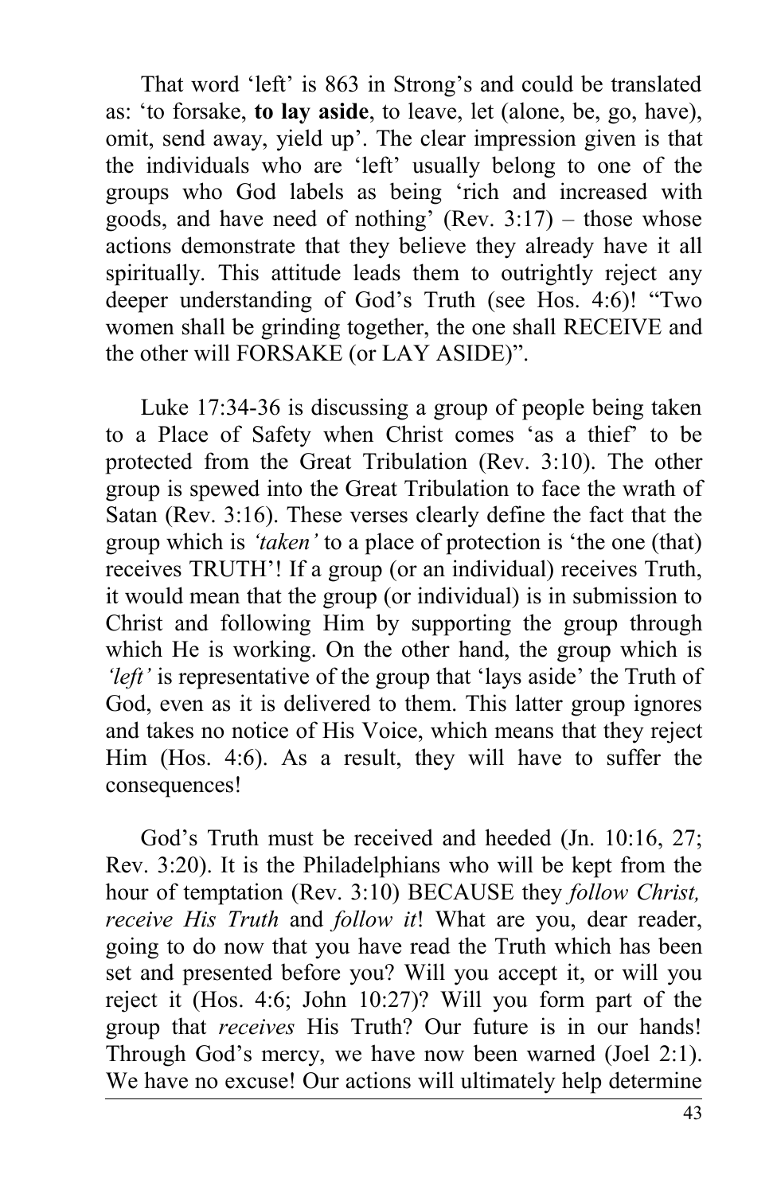That word 'left' is 863 in Strong's and could be translated as: 'to forsake, **to lay aside**, to leave, let (alone, be, go, have), omit, send away, yield up'. The clear impression given is that the individuals who are 'left' usually belong to one of the groups who God labels as being 'rich and increased with goods, and have need of nothing' (Rev. 3:17) – those whose actions demonstrate that they believe they already have it all spiritually. This attitude leads them to outrightly reject any deeper understanding of God's Truth (see Hos. 4:6)! "Two women shall be grinding together, the one shall RECEIVE and the other will FORSAKE (or LAY ASIDE)".

Luke 17:34-36 is discussing a group of people being taken to a Place of Safety when Christ comes 'as a thief' to be protected from the Great Tribulation (Rev. 3:10). The other group is spewed into the Great Tribulation to face the wrath of Satan (Rev. 3:16). These verses clearly define the fact that the group which is *'taken'* to a place of protection is 'the one (that) receives TRUTH'! If a group (or an individual) receives Truth, it would mean that the group (or individual) is in submission to Christ and following Him by supporting the group through which He is working. On the other hand, the group which is *'left'* is representative of the group that 'lays aside' the Truth of God, even as it is delivered to them. This latter group ignores and takes no notice of His Voice, which means that they reject Him (Hos. 4:6). As a result, they will have to suffer the consequences!

God's Truth must be received and heeded (Jn. 10:16, 27; Rev. 3:20). It is the Philadelphians who will be kept from the hour of temptation (Rev. 3:10) BECAUSE they *follow Christ, receive His Truth* and *follow it*! What are you, dear reader, going to do now that you have read the Truth which has been set and presented before you? Will you accept it, or will you reject it (Hos. 4:6; John 10:27)? Will you form part of the group that *receives* His Truth? Our future is in our hands! Through God's mercy, we have now been warned (Joel 2:1). We have no excuse! Our actions will ultimately help determine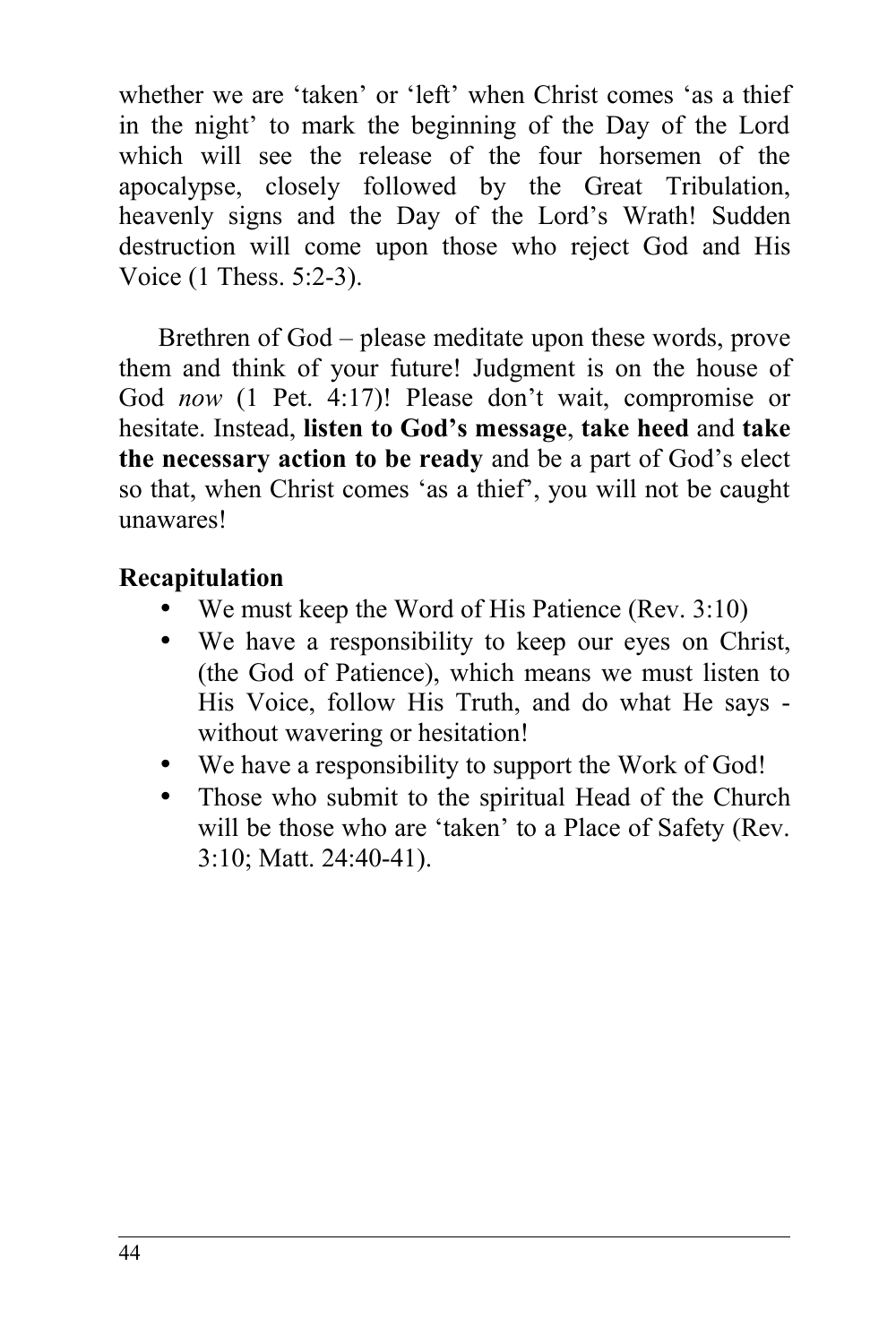whether we are 'taken' or 'left' when Christ comes 'as a thief in the night' to mark the beginning of the Day of the Lord which will see the release of the four horsemen of the apocalypse, closely followed by the Great Tribulation, heavenly signs and the Day of the Lord's Wrath! Sudden destruction will come upon those who reject God and His Voice (1 Thess. 5:2-3).

Brethren of God – please meditate upon these words, prove them and think of your future! Judgment is on the house of God *now* (1 Pet. 4:17)! Please don't wait, compromise or hesitate. Instead, **listen to God's message**, **take heed** and **take the necessary action to be ready** and be a part of God's elect so that, when Christ comes 'as a thief', you will not be caught unawares!

**Recapitulation**

- We must keep the Word of His Patience (Rev. 3:10)
- We have a responsibility to keep our eyes on Christ, (the God of Patience), which means we must listen to His Voice, follow His Truth, and do what He says - without wavering or hesitation!
- We have a responsibility to support the Work of God!
- Those who submit to the spiritual Head of the Church will be those who are 'taken' to a Place of Safety (Rev. 3:10; Matt. 24:40-41).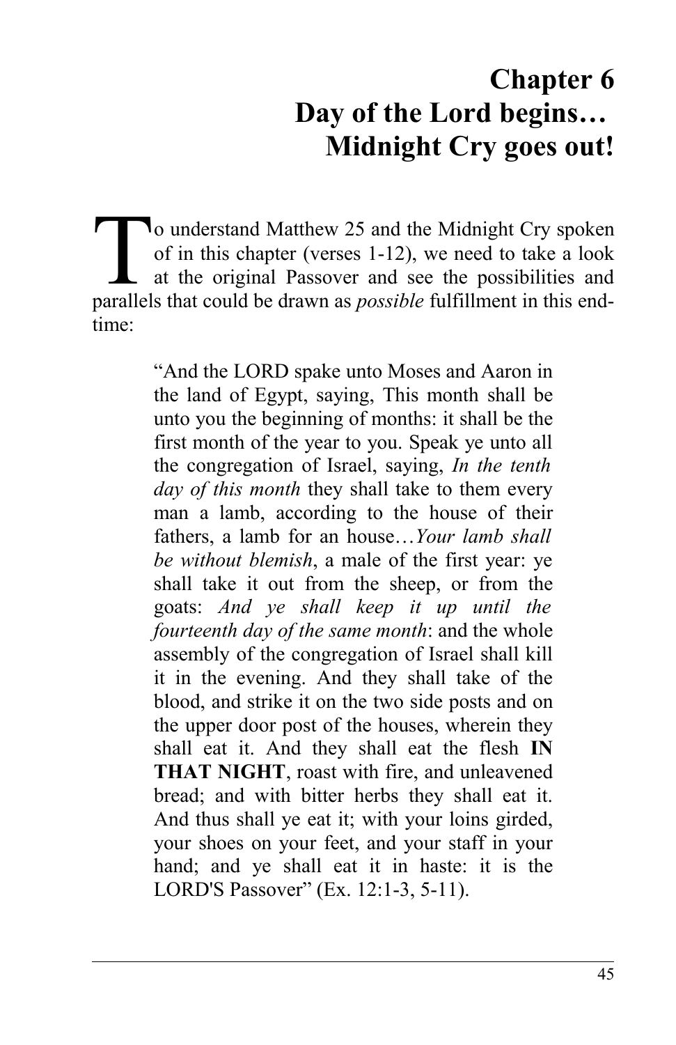# Chapter 6
# Day of the Lord begins… Midnight Cry goes out!

To understand Matthew 25 and the Midnight Cry spoken of in this chapter (verses 1-12), we need to take a look at the original Passover and see the possibilities and parallels that could be drawn as *possible* fulfillment in this end-time:

> "And the LORD spake unto Moses and Aaron in the land of Egypt, saying, This month shall be unto you the beginning of months: it shall be the first month of the year to you. Speak ye unto all the congregation of Israel, saying, *In the tenth day of this month* they shall take to them every man a lamb, according to the house of their fathers, a lamb for an house…*Your lamb shall be without blemish*, a male of the first year: ye shall take it out from the sheep, or from the goats: *And ye shall keep it up until the fourteenth day of the same month*: and the whole assembly of the congregation of Israel shall kill it in the evening. And they shall take of the blood, and strike it on the two side posts and on the upper door post of the houses, wherein they shall eat it. And they shall eat the flesh **IN THAT NIGHT**, roast with fire, and unleavened bread; and with bitter herbs they shall eat it. And thus shall ye eat it; with your loins girded, your shoes on your feet, and your staff in your hand; and ye shall eat it in haste: it is the LORD'S Passover" (Ex. 12:1-3, 5-11).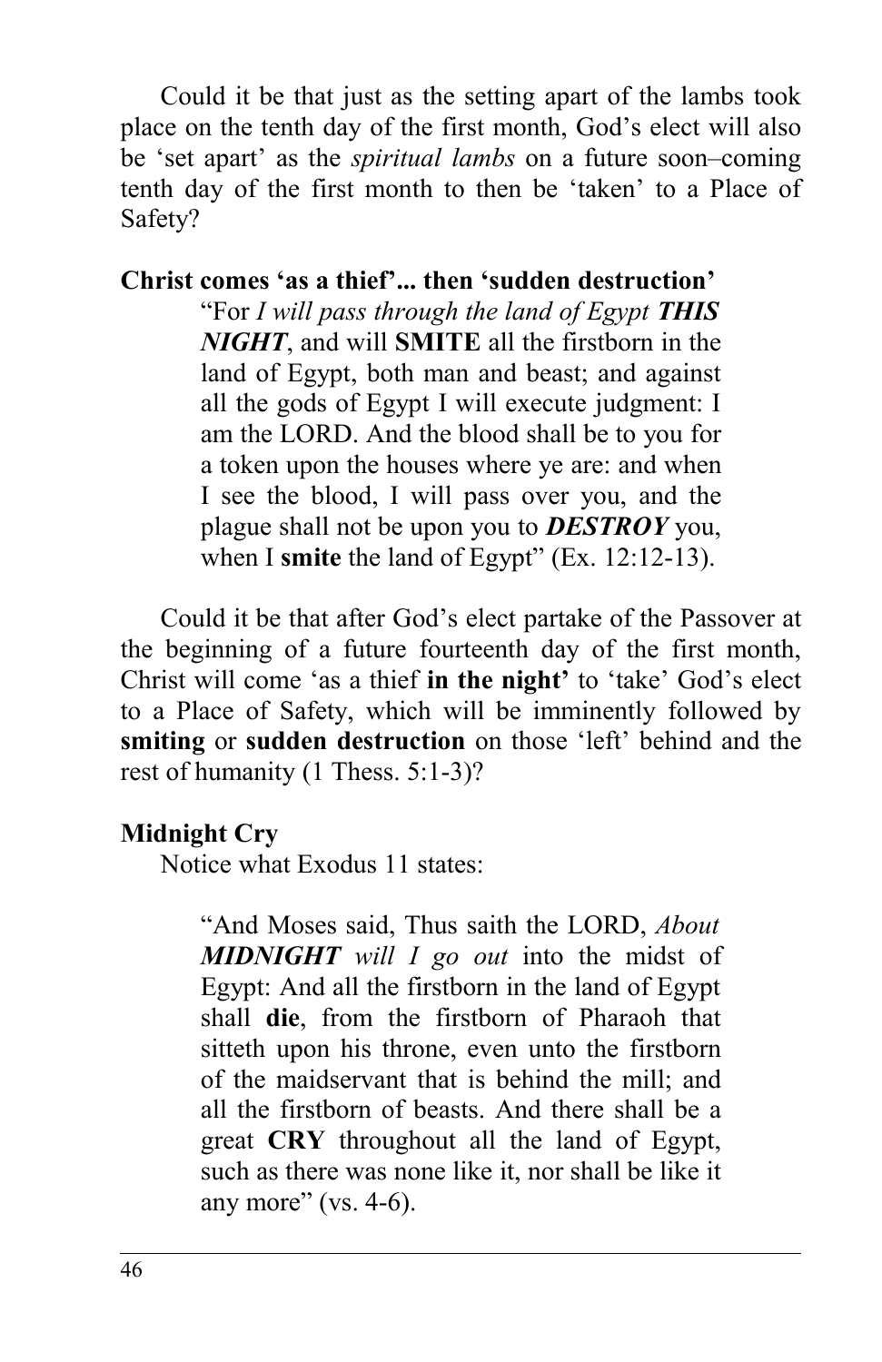Could it be that just as the setting apart of the lambs took place on the tenth day of the first month, God's elect will also be 'set apart' as the *spiritual lambs* on a future soon–coming tenth day of the first month to then be 'taken' to a Place of Safety?

**Christ comes 'as a thief'... then 'sudden destruction'**

> "For *I will pass through the land of Egypt **THIS NIGHT***, and will **SMITE** all the firstborn in the land of Egypt, both man and beast; and against all the gods of Egypt I will execute judgment: I am the LORD. And the blood shall be to you for a token upon the houses where ye are: and when I see the blood, I will pass over you, and the plague shall not be upon you to ***DESTROY*** you, when I **smite** the land of Egypt" (Ex. 12:12-13).

Could it be that after God's elect partake of the Passover at the beginning of a future fourteenth day of the first month, Christ will come 'as a thief **in the night'** to 'take' God's elect to a Place of Safety, which will be imminently followed by **smiting** or **sudden destruction** on those 'left' behind and the rest of humanity (1 Thess. 5:1-3)?

**Midnight Cry**

Notice what Exodus 11 states:

> "And Moses said, Thus saith the LORD, *About **MIDNIGHT** will I go out* into the midst of Egypt: And all the firstborn in the land of Egypt shall **die**, from the firstborn of Pharaoh that sitteth upon his throne, even unto the firstborn of the maidservant that is behind the mill; and all the firstborn of beasts. And there shall be a great **CRY** throughout all the land of Egypt, such as there was none like it, nor shall be like it any more" (vs. 4-6).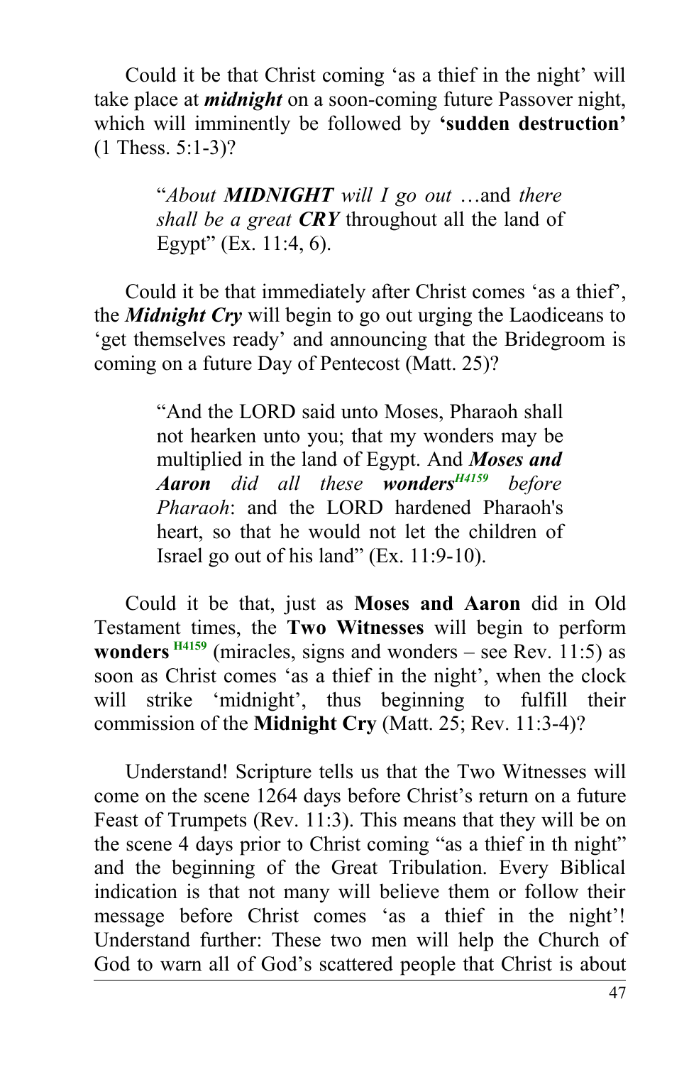Could it be that Christ coming 'as a thief in the night' will take place at ***midnight*** on a soon-coming future Passover night, which will imminently be followed by **'sudden destruction'** (1 Thess. 5:1-3)?

> "*About* ***MIDNIGHT*** *will I go out* …and *there shall be a great* ***CRY*** throughout all the land of Egypt" (Ex. 11:4, 6).

Could it be that immediately after Christ comes 'as a thief', the ***Midnight Cry*** will begin to go out urging the Laodiceans to 'get themselves ready' and announcing that the Bridegroom is coming on a future Day of Pentecost (Matt. 25)?

> "And the LORD said unto Moses, Pharaoh shall not hearken unto you; that my wonders may be multiplied in the land of Egypt. And ***Moses and Aaron*** *did all these* ***wonders***[*H4159*] *before Pharaoh*: and the LORD hardened Pharaoh's heart, so that he would not let the children of Israel go out of his land" (Ex. 11:9-10).

Could it be that, just as **Moses and Aaron** did in Old Testament times, the **Two Witnesses** will begin to perform **wonders** [**H4159**] (miracles, signs and wonders – see Rev. 11:5) as soon as Christ comes 'as a thief in the night', when the clock will strike 'midnight', thus beginning to fulfill their commission of the **Midnight Cry** (Matt. 25; Rev. 11:3-4)?

Understand! Scripture tells us that the Two Witnesses will come on the scene 1264 days before Christ's return on a future Feast of Trumpets (Rev. 11:3). This means that they will be on the scene 4 days prior to Christ coming "as a thief in th night" and the beginning of the Great Tribulation. Every Biblical indication is that not many will believe them or follow their message before Christ comes 'as a thief in the night'! Understand further: These two men will help the Church of God to warn all of God's scattered people that Christ is about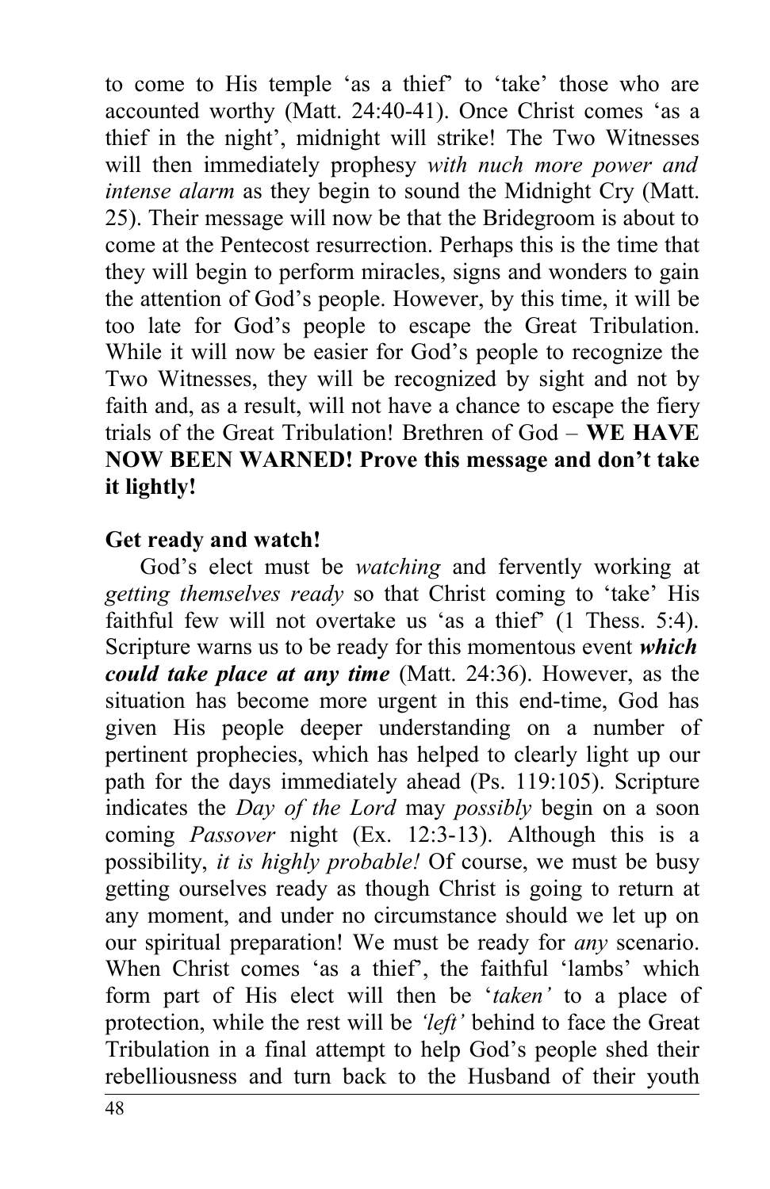to come to His temple 'as a thief' to 'take' those who are accounted worthy (Matt. 24:40-41). Once Christ comes 'as a thief in the night', midnight will strike! The Two Witnesses will then immediately prophesy *with nuch more power and intense alarm* as they begin to sound the Midnight Cry (Matt. 25). Their message will now be that the Bridegroom is about to come at the Pentecost resurrection. Perhaps this is the time that they will begin to perform miracles, signs and wonders to gain the attention of God's people. However, by this time, it will be too late for God's people to escape the Great Tribulation. While it will now be easier for God's people to recognize the Two Witnesses, they will be recognized by sight and not by faith and, as a result, will not have a chance to escape the fiery trials of the Great Tribulation! Brethren of God – **WE HAVE NOW BEEN WARNED! Prove this message and don't take it lightly!**

**Get ready and watch!**

God's elect must be *watching* and fervently working at *getting themselves ready* so that Christ coming to 'take' His faithful few will not overtake us 'as a thief' (1 Thess. 5:4). Scripture warns us to be ready for this momentous event ***which could take place at any time*** (Matt. 24:36). However, as the situation has become more urgent in this end-time, God has given His people deeper understanding on a number of pertinent prophecies, which has helped to clearly light up our path for the days immediately ahead (Ps. 119:105). Scripture indicates the *Day of the Lord* may *possibly* begin on a soon coming *Passover* night (Ex. 12:3-13). Although this is a possibility, *it is highly probable!* Of course, we must be busy getting ourselves ready as though Christ is going to return at any moment, and under no circumstance should we let up on our spiritual preparation! We must be ready for *any* scenario. When Christ comes 'as a thief', the faithful 'lambs' which form part of His elect will then be '*taken'* to a place of protection, while the rest will be *'left'* behind to face the Great Tribulation in a final attempt to help God's people shed their rebelliousness and turn back to the Husband of their youth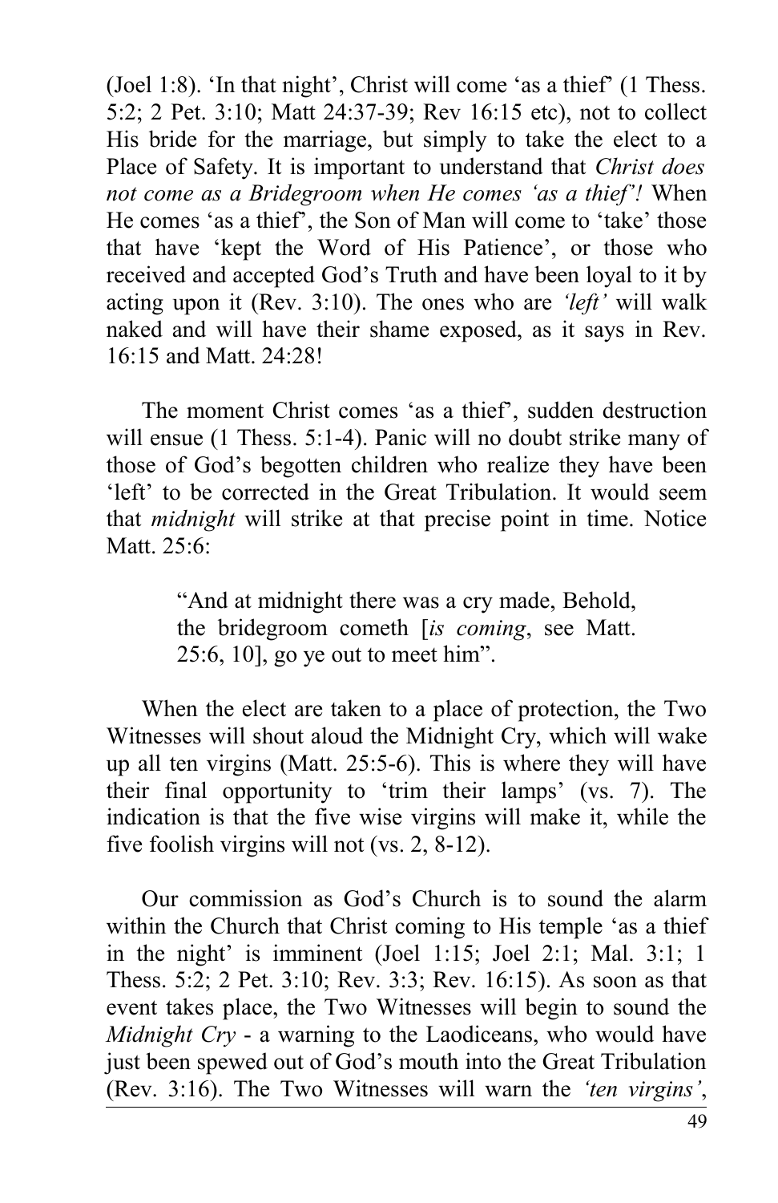(Joel 1:8). 'In that night', Christ will come 'as a thief' (1 Thess. 5:2; 2 Pet. 3:10; Matt 24:37-39; Rev 16:15 etc), not to collect His bride for the marriage, but simply to take the elect to a Place of Safety. It is important to understand that *Christ does not come as a Bridegroom when He comes 'as a thief'!* When He comes 'as a thief', the Son of Man will come to 'take' those that have 'kept the Word of His Patience', or those who received and accepted God's Truth and have been loyal to it by acting upon it (Rev. 3:10). The ones who are *'left'* will walk naked and will have their shame exposed, as it says in Rev. 16:15 and Matt. 24:28!

The moment Christ comes 'as a thief', sudden destruction will ensue (1 Thess. 5:1-4). Panic will no doubt strike many of those of God's begotten children who realize they have been 'left' to be corrected in the Great Tribulation. It would seem that *midnight* will strike at that precise point in time. Notice Matt. 25:6:

> "And at midnight there was a cry made, Behold, the bridegroom cometh [*is coming*, see Matt. 25:6, 10], go ye out to meet him".

When the elect are taken to a place of protection, the Two Witnesses will shout aloud the Midnight Cry, which will wake up all ten virgins (Matt. 25:5-6). This is where they will have their final opportunity to 'trim their lamps' (vs. 7). The indication is that the five wise virgins will make it, while the five foolish virgins will not (vs. 2, 8-12).

Our commission as God's Church is to sound the alarm within the Church that Christ coming to His temple 'as a thief in the night' is imminent (Joel 1:15; Joel 2:1; Mal. 3:1; 1 Thess. 5:2; 2 Pet. 3:10; Rev. 3:3; Rev. 16:15). As soon as that event takes place, the Two Witnesses will begin to sound the *Midnight Cry* - a warning to the Laodiceans, who would have just been spewed out of God's mouth into the Great Tribulation (Rev. 3:16). The Two Witnesses will warn the *'ten virgins'*,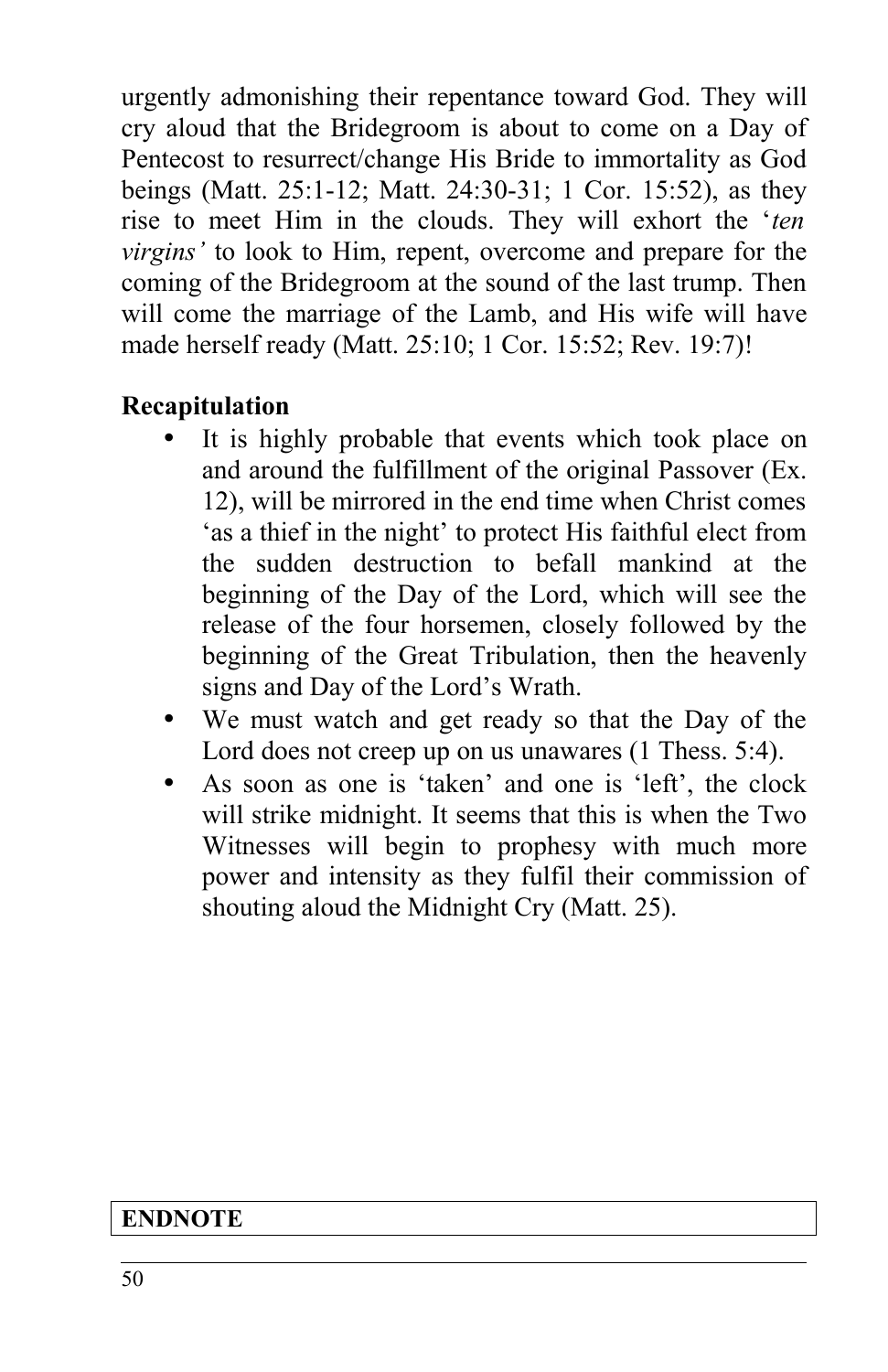urgently admonishing their repentance toward God. They will cry aloud that the Bridegroom is about to come on a Day of Pentecost to resurrect/change His Bride to immortality as God beings (Matt. 25:1-12; Matt. 24:30-31; 1 Cor. 15:52), as they rise to meet Him in the clouds. They will exhort the '*ten virgins'* to look to Him, repent, overcome and prepare for the coming of the Bridegroom at the sound of the last trump. Then will come the marriage of the Lamb, and His wife will have made herself ready (Matt. 25:10; 1 Cor. 15:52; Rev. 19:7)!

**Recapitulation**

- It is highly probable that events which took place on and around the fulfillment of the original Passover (Ex. 12), will be mirrored in the end time when Christ comes 'as a thief in the night' to protect His faithful elect from the sudden destruction to befall mankind at the beginning of the Day of the Lord, which will see the release of the four horsemen, closely followed by the beginning of the Great Tribulation, then the heavenly signs and Day of the Lord's Wrath.
- We must watch and get ready so that the Day of the Lord does not creep up on us unawares (1 Thess. 5:4).
- As soon as one is 'taken' and one is 'left', the clock will strike midnight. It seems that this is when the Two Witnesses will begin to prophesy with much more power and intensity as they fulfil their commission of shouting aloud the Midnight Cry (Matt. 25).

**ENDNOTE**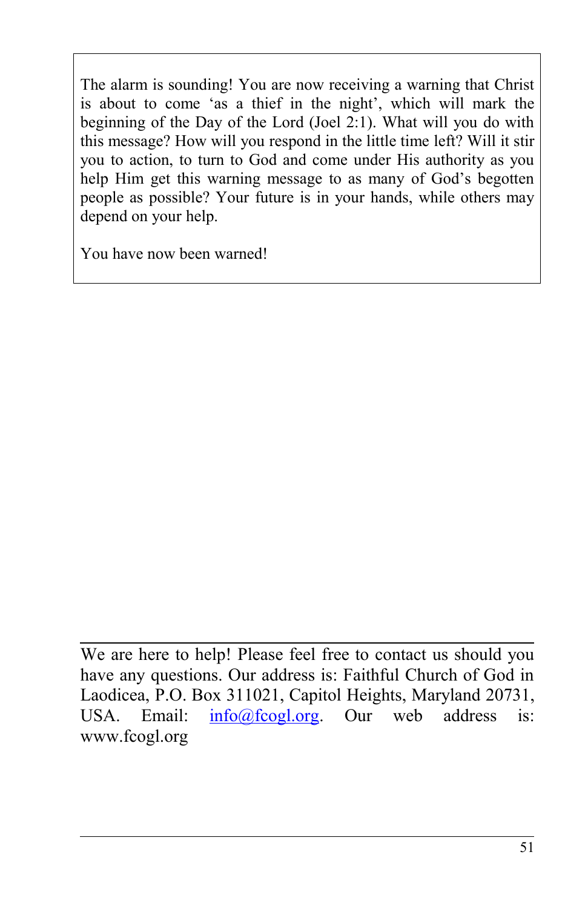The alarm is sounding! You are now receiving a warning that Christ is about to come 'as a thief in the night', which will mark the beginning of the Day of the Lord (Joel 2:1). What will you do with this message? How will you respond in the little time left? Will it stir you to action, to turn to God and come under His authority as you help Him get this warning message to as many of God's begotten people as possible? Your future is in your hands, while others may depend on your help.

You have now been warned!

---

We are here to help! Please feel free to contact us should you have any questions. Our address is: Faithful Church of God in Laodicea, P.O. Box 311021, Capitol Heights, Maryland 20731, USA. Email: info@fcogl.org. Our web address is: www.fcogl.org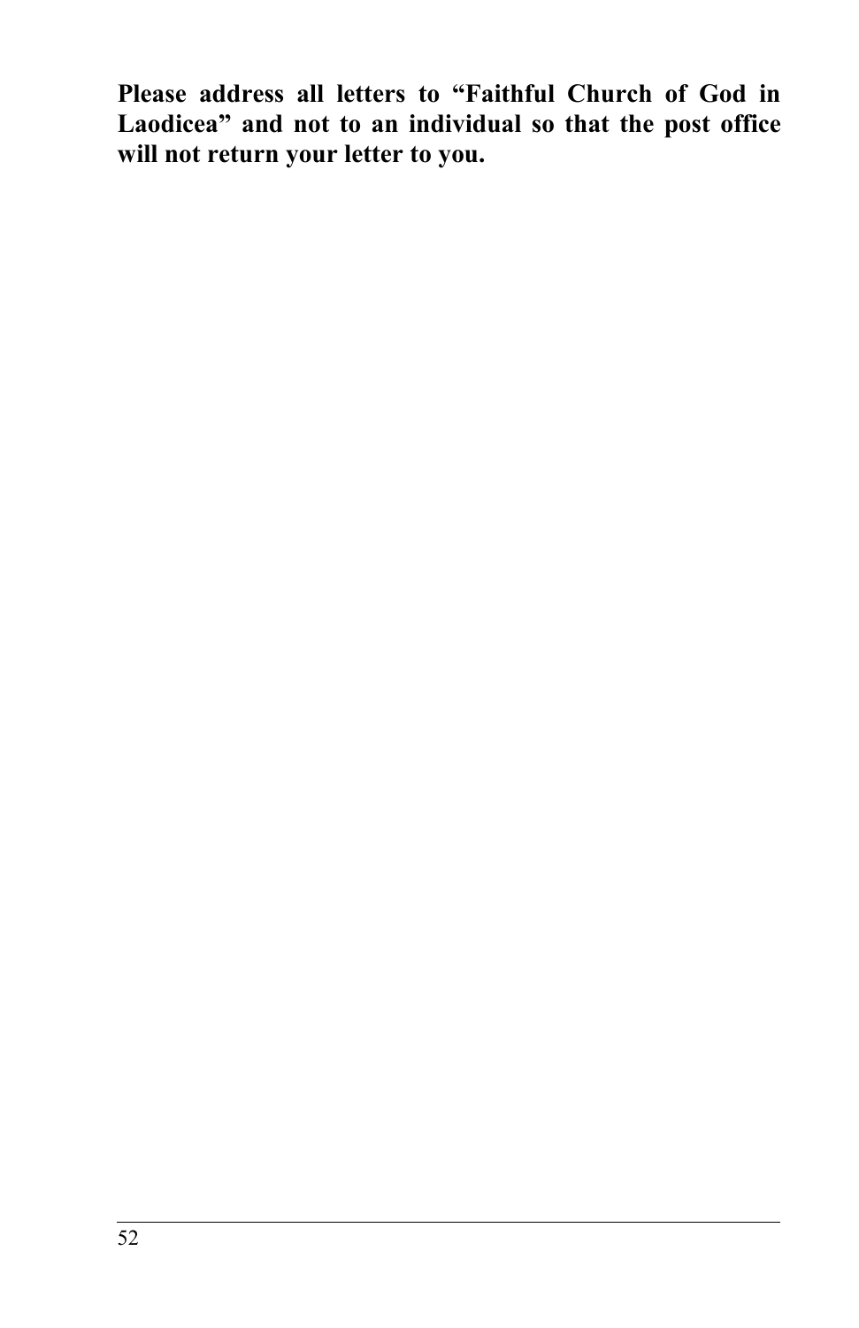**Please address all letters to "Faithful Church of God in Laodicea" and not to an individual so that the post office will not return your letter to you.**